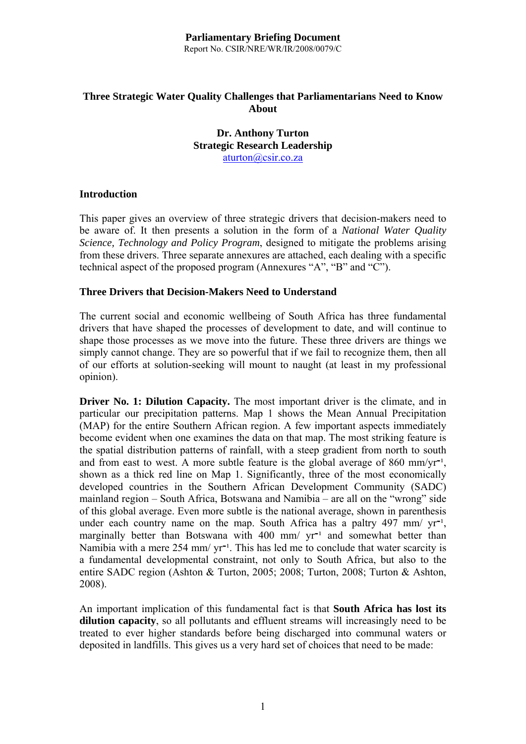**Parliamentary Briefing Document**
Report No. CSIR/NRE/WR/IR/2008/0079/C

# Three Strategic Water Quality Challenges that Parliamentarians Need to Know About

**Dr. Anthony Turton**
**Strategic Research Leadership**
aturton@csir.co.za

## Introduction

This paper gives an overview of three strategic drivers that decision-makers need to be aware of. It then presents a solution in the form of a *National Water Quality Science, Technology and Policy Program*, designed to mitigate the problems arising from these drivers. Three separate annexures are attached, each dealing with a specific technical aspect of the proposed program (Annexures "A", "B" and "C").

## Three Drivers that Decision-Makers Need to Understand

The current social and economic wellbeing of South Africa has three fundamental drivers that have shaped the processes of development to date, and will continue to shape those processes as we move into the future. These three drivers are things we simply cannot change. They are so powerful that if we fail to recognize them, then all of our efforts at solution-seeking will mount to naught (at least in my professional opinion).

**Driver No. 1: Dilution Capacity.** The most important driver is the climate, and in particular our precipitation patterns. Map 1 shows the Mean Annual Precipitation (MAP) for the entire Southern African region. A few important aspects immediately become evident when one examines the data on that map. The most striking feature is the spatial distribution patterns of rainfall, with a steep gradient from north to south and from east to west. A more subtle feature is the global average of 860 $mm/yr^{-1}$, shown as a thick red line on Map 1. Significantly, three of the most economically developed countries in the Southern African Development Community (SADC) mainland region – South Africa, Botswana and Namibia – are all on the "wrong" side of this global average. Even more subtle is the national average, shown in parenthesis under each country name on the map. South Africa has a paltry 497 $mm/\ yr^{-1}$, marginally better than Botswana with 400 $mm/\ yr^{-1}$ and somewhat better than Namibia with a mere 254 $mm/\ yr^{-1}$. This has led me to conclude that water scarcity is a fundamental developmental constraint, not only to South Africa, but also to the entire SADC region (Ashton & Turton, 2005; 2008; Turton, 2008; Turton & Ashton, 2008).

An important implication of this fundamental fact is that **South Africa has lost its dilution capacity**, so all pollutants and effluent streams will increasingly need to be treated to ever higher standards before being discharged into communal waters or deposited in landfills. This gives us a very hard set of choices that need to be made: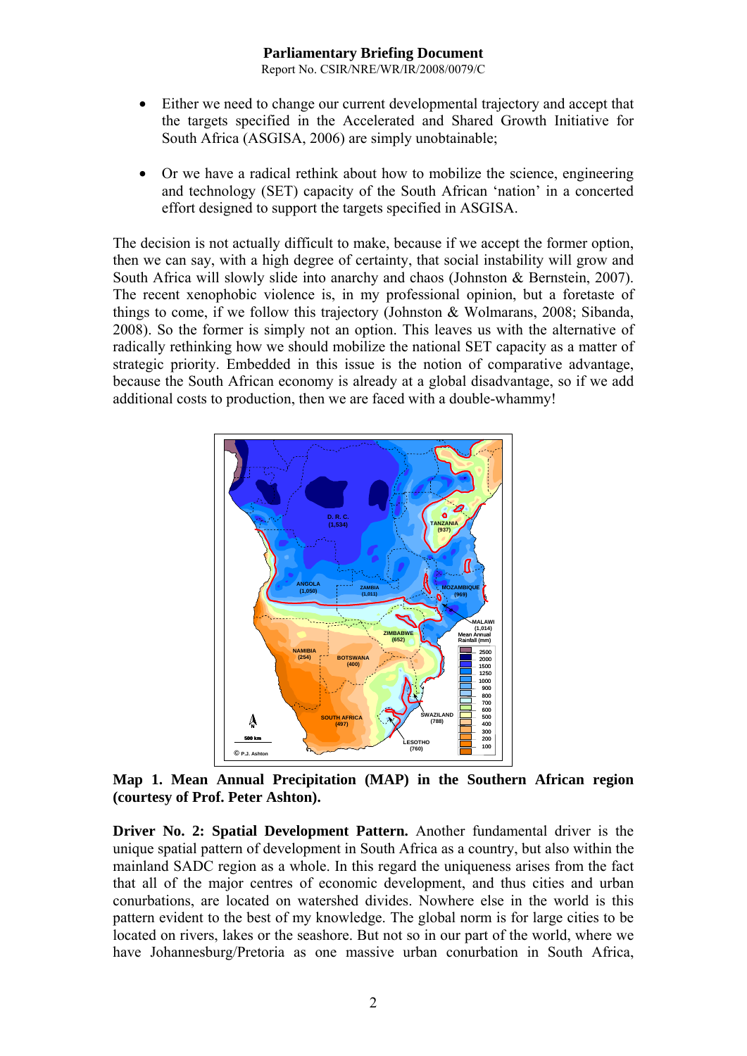- Either we need to change our current developmental trajectory and accept that the targets specified in the Accelerated and Shared Growth Initiative for South Africa (ASGISA, 2006) are simply unobtainable;

- Or we have a radical rethink about how to mobilize the science, engineering and technology (SET) capacity of the South African 'nation' in a concerted effort designed to support the targets specified in ASGISA.

The decision is not actually difficult to make, because if we accept the former option, then we can say, with a high degree of certainty, that social instability will grow and South Africa will slowly slide into anarchy and chaos (Johnston & Bernstein, 2007). The recent xenophobic violence is, in my professional opinion, but a foretaste of things to come, if we follow this trajectory (Johnston & Wolmarans, 2008; Sibanda, 2008). So the former is simply not an option. This leaves us with the alternative of radically rethinking how we should mobilize the national SET capacity as a matter of strategic priority. Embedded in this issue is the notion of comparative advantage, because the South African economy is already at a global disadvantage, so if we add additional costs to production, then we are faced with a double-whammy!

**Map 1. Mean Annual Precipitation (MAP) in the Southern African region (courtesy of Prof. Peter Ashton).**

**Driver No. 2: Spatial Development Pattern.** Another fundamental driver is the unique spatial pattern of development in South Africa as a country, but also within the mainland SADC region as a whole. In this regard the uniqueness arises from the fact that all of the major centres of economic development, and thus cities and urban conurbations, are located on watershed divides. Nowhere else in the world is this pattern evident to the best of my knowledge. The global norm is for large cities to be located on rivers, lakes or the seashore. But not so in our part of the world, where we have Johannesburg/Pretoria as one massive urban conurbation in South Africa,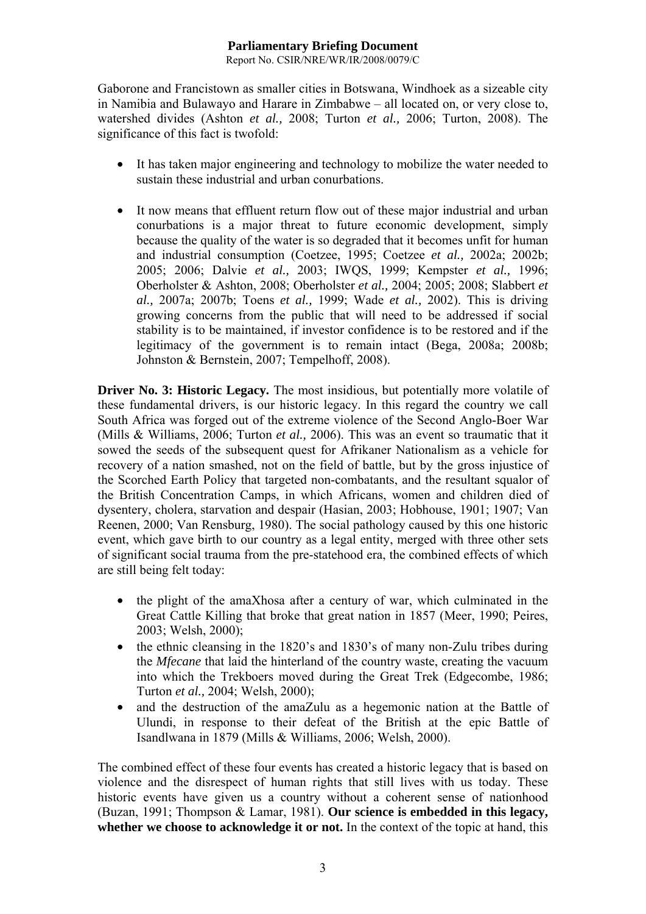Gaborone and Francistown as smaller cities in Botswana, Windhoek as a sizeable city in Namibia and Bulawayo and Harare in Zimbabwe – all located on, or very close to, watershed divides (Ashton *et al.,* 2008; Turton *et al.,* 2006; Turton, 2008). The significance of this fact is twofold:

- It has taken major engineering and technology to mobilize the water needed to sustain these industrial and urban conurbations.

- It now means that effluent return flow out of these major industrial and urban conurbations is a major threat to future economic development, simply because the quality of the water is so degraded that it becomes unfit for human and industrial consumption (Coetzee, 1995; Coetzee *et al.,* 2002a; 2002b; 2005; 2006; Dalvie *et al.,* 2003; IWQS, 1999; Kempster *et al.,* 1996; Oberholster & Ashton, 2008; Oberholster *et al.,* 2004; 2005; 2008; Slabbert *et al.,* 2007a; 2007b; Toens *et al.,* 1999; Wade *et al.,* 2002). This is driving growing concerns from the public that will need to be addressed if social stability is to be maintained, if investor confidence is to be restored and if the legitimacy of the government is to remain intact (Bega, 2008a; 2008b; Johnston & Bernstein, 2007; Tempelhoff, 2008).

**Driver No. 3: Historic Legacy.** The most insidious, but potentially more volatile of these fundamental drivers, is our historic legacy. In this regard the country we call South Africa was forged out of the extreme violence of the Second Anglo-Boer War (Mills & Williams, 2006; Turton *et al.,* 2006). This was an event so traumatic that it sowed the seeds of the subsequent quest for Afrikaner Nationalism as a vehicle for recovery of a nation smashed, not on the field of battle, but by the gross injustice of the Scorched Earth Policy that targeted non-combatants, and the resultant squalor of the British Concentration Camps, in which Africans, women and children died of dysentery, cholera, starvation and despair (Hasian, 2003; Hobhouse, 1901; 1907; Van Reenen, 2000; Van Rensburg, 1980). The social pathology caused by this one historic event, which gave birth to our country as a legal entity, merged with three other sets of significant social trauma from the pre-statehood era, the combined effects of which are still being felt today:

- the plight of the amaXhosa after a century of war, which culminated in the Great Cattle Killing that broke that great nation in 1857 (Meer, 1990; Peires, 2003; Welsh, 2000);
- the ethnic cleansing in the 1820's and 1830's of many non-Zulu tribes during the *Mfecane* that laid the hinterland of the country waste, creating the vacuum into which the Trekboers moved during the Great Trek (Edgecombe, 1986; Turton *et al.,* 2004; Welsh, 2000);
- and the destruction of the amaZulu as a hegemonic nation at the Battle of Ulundi, in response to their defeat of the British at the epic Battle of Isandlwana in 1879 (Mills & Williams, 2006; Welsh, 2000).

The combined effect of these four events has created a historic legacy that is based on violence and the disrespect of human rights that still lives with us today. These historic events have given us a country without a coherent sense of nationhood (Buzan, 1991; Thompson & Lamar, 1981). **Our science is embedded in this legacy, whether we choose to acknowledge it or not.** In the context of the topic at hand, this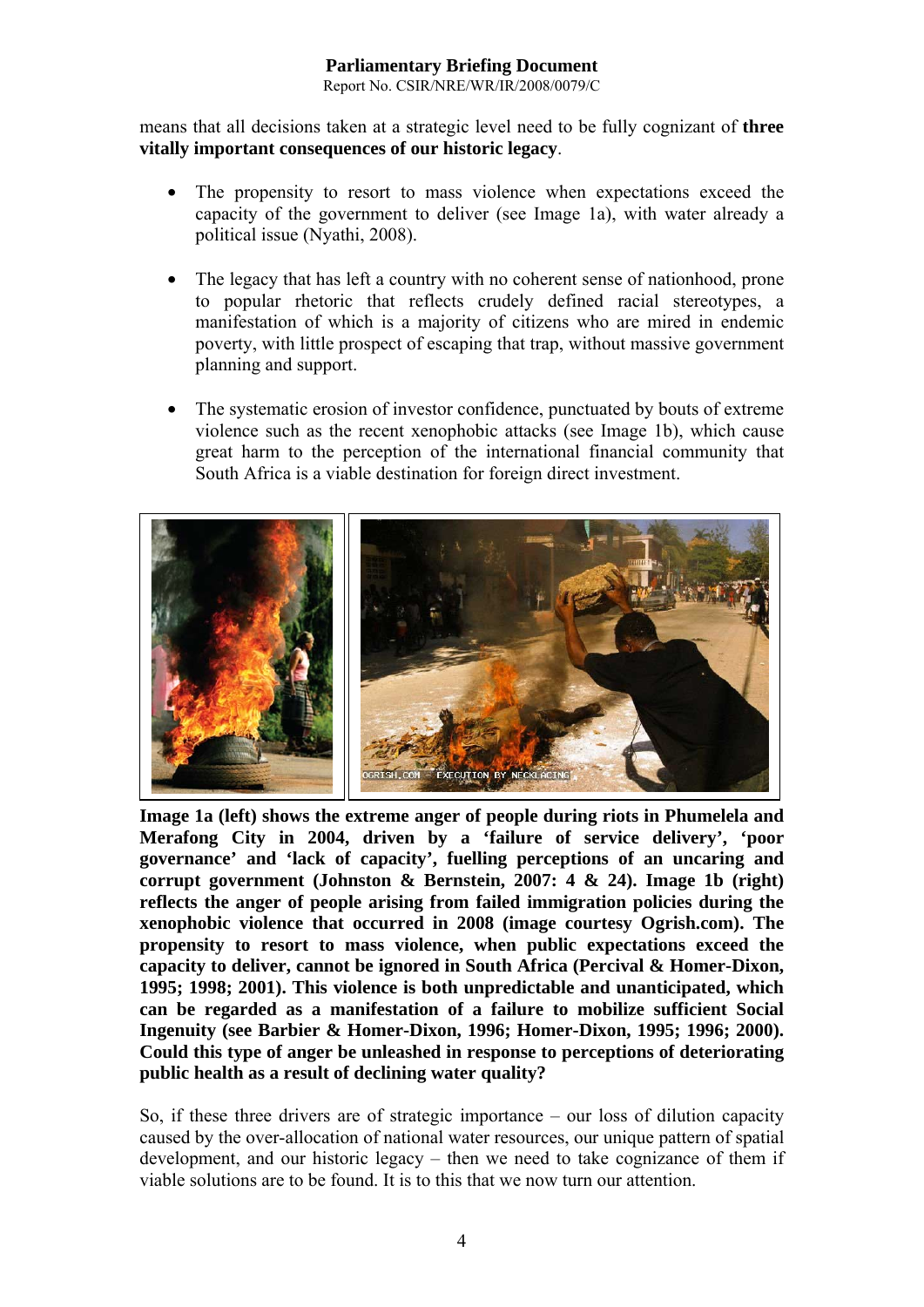means that all decisions taken at a strategic level need to be fully cognizant of **three vitally important consequences of our historic legacy**.

- The propensity to resort to mass violence when expectations exceed the capacity of the government to deliver (see Image 1a), with water already a political issue (Nyathi, 2008).

- The legacy that has left a country with no coherent sense of nationhood, prone to popular rhetoric that reflects crudely defined racial stereotypes, a manifestation of which is a majority of citizens who are mired in endemic poverty, with little prospect of escaping that trap, without massive government planning and support.

- The systematic erosion of investor confidence, punctuated by bouts of extreme violence such as the recent xenophobic attacks (see Image 1b), which cause great harm to the perception of the international financial community that South Africa is a viable destination for foreign direct investment.

**Image 1a (left) shows the extreme anger of people during riots in Phumelela and Merafong City in 2004, driven by a 'failure of service delivery', 'poor governance' and 'lack of capacity', fuelling perceptions of an uncaring and corrupt government (Johnston & Bernstein, 2007: 4 & 24). Image 1b (right) reflects the anger of people arising from failed immigration policies during the xenophobic violence that occurred in 2008 (image courtesy Ogrish.com). The propensity to resort to mass violence, when public expectations exceed the capacity to deliver, cannot be ignored in South Africa (Percival & Homer-Dixon, 1995; 1998; 2001). This violence is both unpredictable and unanticipated, which can be regarded as a manifestation of a failure to mobilize sufficient Social Ingenuity (see Barbier & Homer-Dixon, 1996; Homer-Dixon, 1995; 1996; 2000). Could this type of anger be unleashed in response to perceptions of deteriorating public health as a result of declining water quality?**

So, if these three drivers are of strategic importance – our loss of dilution capacity caused by the over-allocation of national water resources, our unique pattern of spatial development, and our historic legacy – then we need to take cognizance of them if viable solutions are to be found. It is to this that we now turn our attention.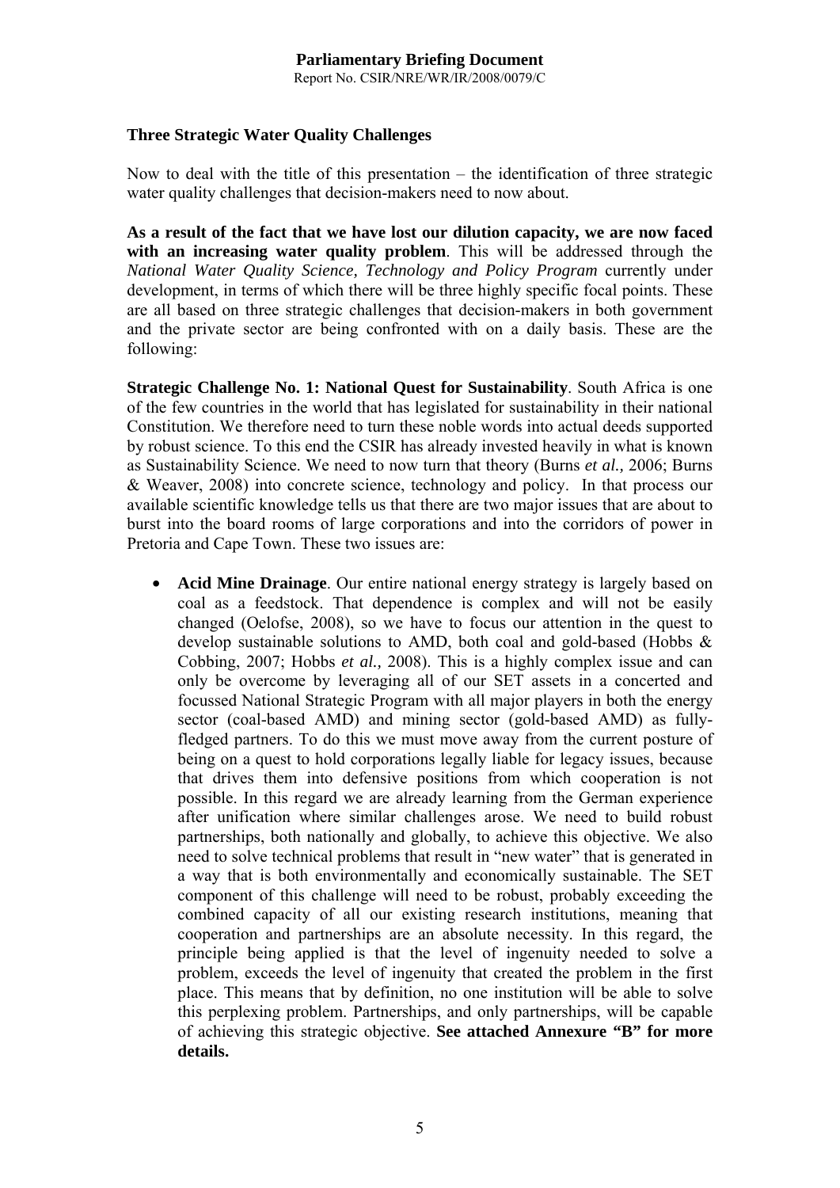### Three Strategic Water Quality Challenges

Now to deal with the title of this presentation – the identification of three strategic water quality challenges that decision-makers need to now about.

**As a result of the fact that we have lost our dilution capacity, we are now faced with an increasing water quality problem**. This will be addressed through the *National Water Quality Science, Technology and Policy Program* currently under development, in terms of which there will be three highly specific focal points. These are all based on three strategic challenges that decision-makers in both government and the private sector are being confronted with on a daily basis. These are the following:

**Strategic Challenge No. 1: National Quest for Sustainability**. South Africa is one of the few countries in the world that has legislated for sustainability in their national Constitution. We therefore need to turn these noble words into actual deeds supported by robust science. To this end the CSIR has already invested heavily in what is known as Sustainability Science. We need to now turn that theory (Burns *et al.,* 2006; Burns & Weaver, 2008) into concrete science, technology and policy. In that process our available scientific knowledge tells us that there are two major issues that are about to burst into the board rooms of large corporations and into the corridors of power in Pretoria and Cape Town. These two issues are:

- **Acid Mine Drainage**. Our entire national energy strategy is largely based on coal as a feedstock. That dependence is complex and will not be easily changed (Oelofse, 2008), so we have to focus our attention in the quest to develop sustainable solutions to AMD, both coal and gold-based (Hobbs & Cobbing, 2007; Hobbs *et al.,* 2008). This is a highly complex issue and can only be overcome by leveraging all of our SET assets in a concerted and focussed National Strategic Program with all major players in both the energy sector (coal-based AMD) and mining sector (gold-based AMD) as fully-fledged partners. To do this we must move away from the current posture of being on a quest to hold corporations legally liable for legacy issues, because that drives them into defensive positions from which cooperation is not possible. In this regard we are already learning from the German experience after unification where similar challenges arose. We need to build robust partnerships, both nationally and globally, to achieve this objective. We also need to solve technical problems that result in "new water" that is generated in a way that is both environmentally and economically sustainable. The SET component of this challenge will need to be robust, probably exceeding the combined capacity of all our existing research institutions, meaning that cooperation and partnerships are an absolute necessity. In this regard, the principle being applied is that the level of ingenuity needed to solve a problem, exceeds the level of ingenuity that created the problem in the first place. This means that by definition, no one institution will be able to solve this perplexing problem. Partnerships, and only partnerships, will be capable of achieving this strategic objective. **See attached Annexure "B" for more details.**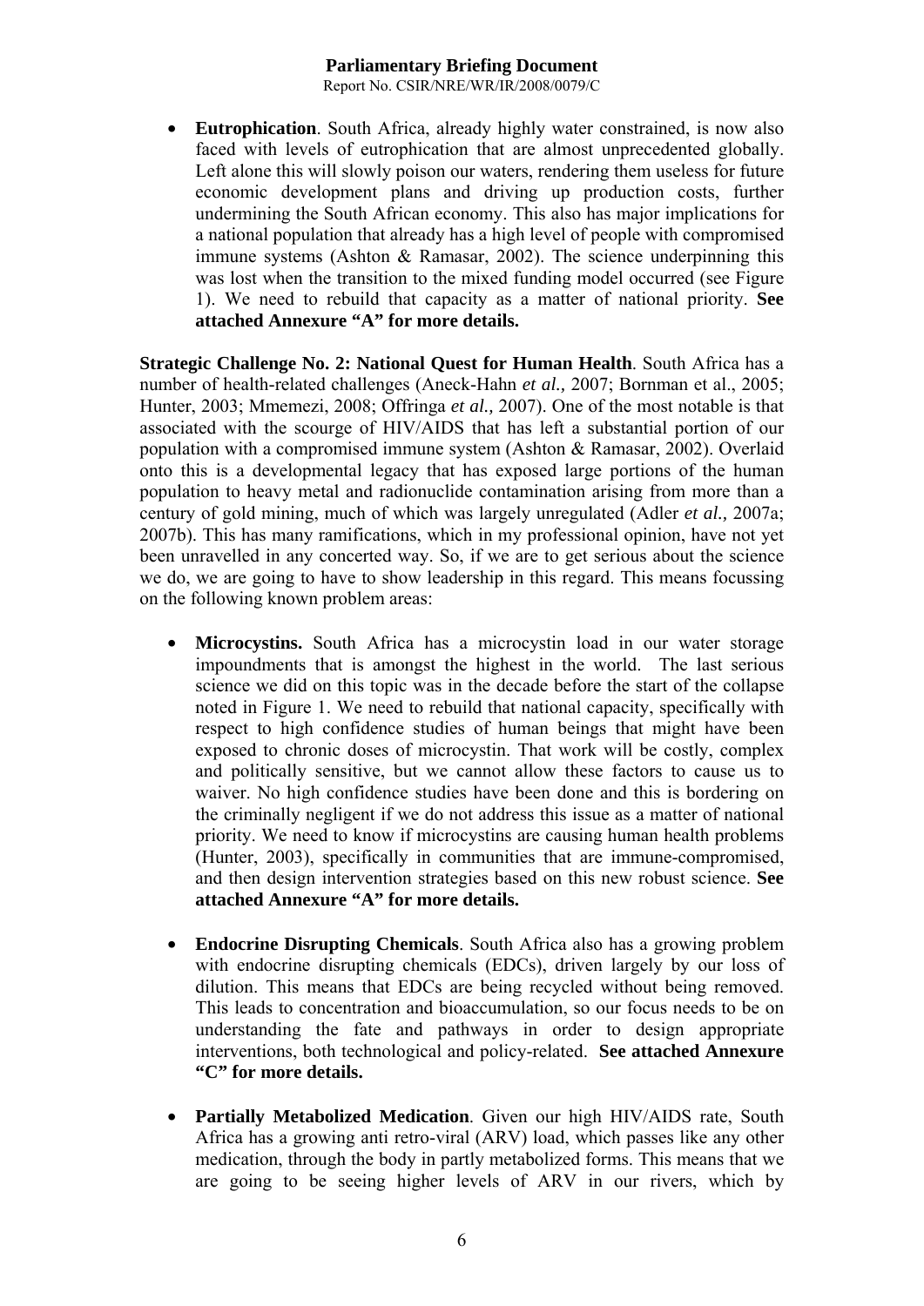- **Eutrophication**. South Africa, already highly water constrained, is now also faced with levels of eutrophication that are almost unprecedented globally. Left alone this will slowly poison our waters, rendering them useless for future economic development plans and driving up production costs, further undermining the South African economy. This also has major implications for a national population that already has a high level of people with compromised immune systems (Ashton & Ramasar, 2002). The science underpinning this was lost when the transition to the mixed funding model occurred (see Figure 1). We need to rebuild that capacity as a matter of national priority. **See attached Annexure "A" for more details.**

**Strategic Challenge No. 2: National Quest for Human Health**. South Africa has a number of health-related challenges (Aneck-Hahn *et al.,* 2007; Bornman et al., 2005; Hunter, 2003; Mmemezi, 2008; Offringa *et al.,* 2007). One of the most notable is that associated with the scourge of HIV/AIDS that has left a substantial portion of our population with a compromised immune system (Ashton & Ramasar, 2002). Overlaid onto this is a developmental legacy that has exposed large portions of the human population to heavy metal and radionuclide contamination arising from more than a century of gold mining, much of which was largely unregulated (Adler *et al.,* 2007a; 2007b). This has many ramifications, which in my professional opinion, have not yet been unravelled in any concerted way. So, if we are to get serious about the science we do, we are going to have to show leadership in this regard. This means focussing on the following known problem areas:

- **Microcystins.** South Africa has a microcystin load in our water storage impoundments that is amongst the highest in the world. The last serious science we did on this topic was in the decade before the start of the collapse noted in Figure 1. We need to rebuild that national capacity, specifically with respect to high confidence studies of human beings that might have been exposed to chronic doses of microcystin. That work will be costly, complex and politically sensitive, but we cannot allow these factors to cause us to waiver. No high confidence studies have been done and this is bordering on the criminally negligent if we do not address this issue as a matter of national priority. We need to know if microcystins are causing human health problems (Hunter, 2003), specifically in communities that are immune-compromised, and then design intervention strategies based on this new robust science. **See attached Annexure "A" for more details.**

- **Endocrine Disrupting Chemicals**. South Africa also has a growing problem with endocrine disrupting chemicals (EDCs), driven largely by our loss of dilution. This means that EDCs are being recycled without being removed. This leads to concentration and bioaccumulation, so our focus needs to be on understanding the fate and pathways in order to design appropriate interventions, both technological and policy-related. **See attached Annexure "C" for more details.**

- **Partially Metabolized Medication**. Given our high HIV/AIDS rate, South Africa has a growing anti retro-viral (ARV) load, which passes like any other medication, through the body in partly metabolized forms. This means that we are going to be seeing higher levels of ARV in our rivers, which by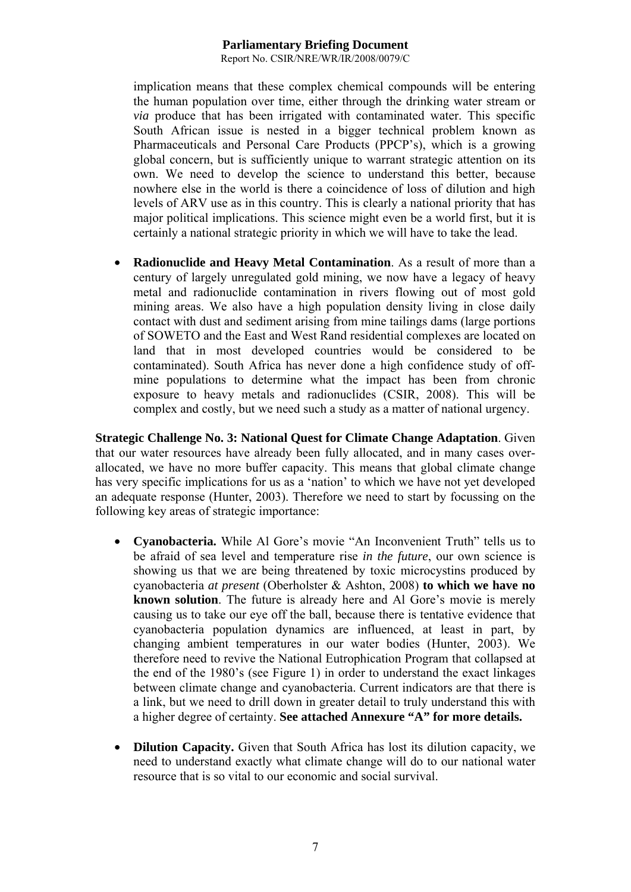implication means that these complex chemical compounds will be entering the human population over time, either through the drinking water stream or *via* produce that has been irrigated with contaminated water. This specific South African issue is nested in a bigger technical problem known as Pharmaceuticals and Personal Care Products (PPCP's), which is a growing global concern, but is sufficiently unique to warrant strategic attention on its own. We need to develop the science to understand this better, because nowhere else in the world is there a coincidence of loss of dilution and high levels of ARV use as in this country. This is clearly a national priority that has major political implications. This science might even be a world first, but it is certainly a national strategic priority in which we will have to take the lead.

- **Radionuclide and Heavy Metal Contamination**. As a result of more than a century of largely unregulated gold mining, we now have a legacy of heavy metal and radionuclide contamination in rivers flowing out of most gold mining areas. We also have a high population density living in close daily contact with dust and sediment arising from mine tailings dams (large portions of SOWETO and the East and West Rand residential complexes are located on land that in most developed countries would be considered to be contaminated). South Africa has never done a high confidence study of off-mine populations to determine what the impact has been from chronic exposure to heavy metals and radionuclides (CSIR, 2008). This will be complex and costly, but we need such a study as a matter of national urgency.

**Strategic Challenge No. 3: National Quest for Climate Change Adaptation**. Given that our water resources have already been fully allocated, and in many cases over-allocated, we have no more buffer capacity. This means that global climate change has very specific implications for us as a 'nation' to which we have not yet developed an adequate response (Hunter, 2003). Therefore we need to start by focussing on the following key areas of strategic importance:

- **Cyanobacteria.** While Al Gore's movie "An Inconvenient Truth" tells us to be afraid of sea level and temperature rise *in the future*, our own science is showing us that we are being threatened by toxic microcystins produced by cyanobacteria *at present* (Oberholster & Ashton, 2008) **to which we have no known solution**. The future is already here and Al Gore's movie is merely causing us to take our eye off the ball, because there is tentative evidence that cyanobacteria population dynamics are influenced, at least in part, by changing ambient temperatures in our water bodies (Hunter, 2003). We therefore need to revive the National Eutrophication Program that collapsed at the end of the 1980's (see Figure 1) in order to understand the exact linkages between climate change and cyanobacteria. Current indicators are that there is a link, but we need to drill down in greater detail to truly understand this with a higher degree of certainty. **See attached Annexure "A" for more details.**

- **Dilution Capacity.** Given that South Africa has lost its dilution capacity, we need to understand exactly what climate change will do to our national water resource that is so vital to our economic and social survival.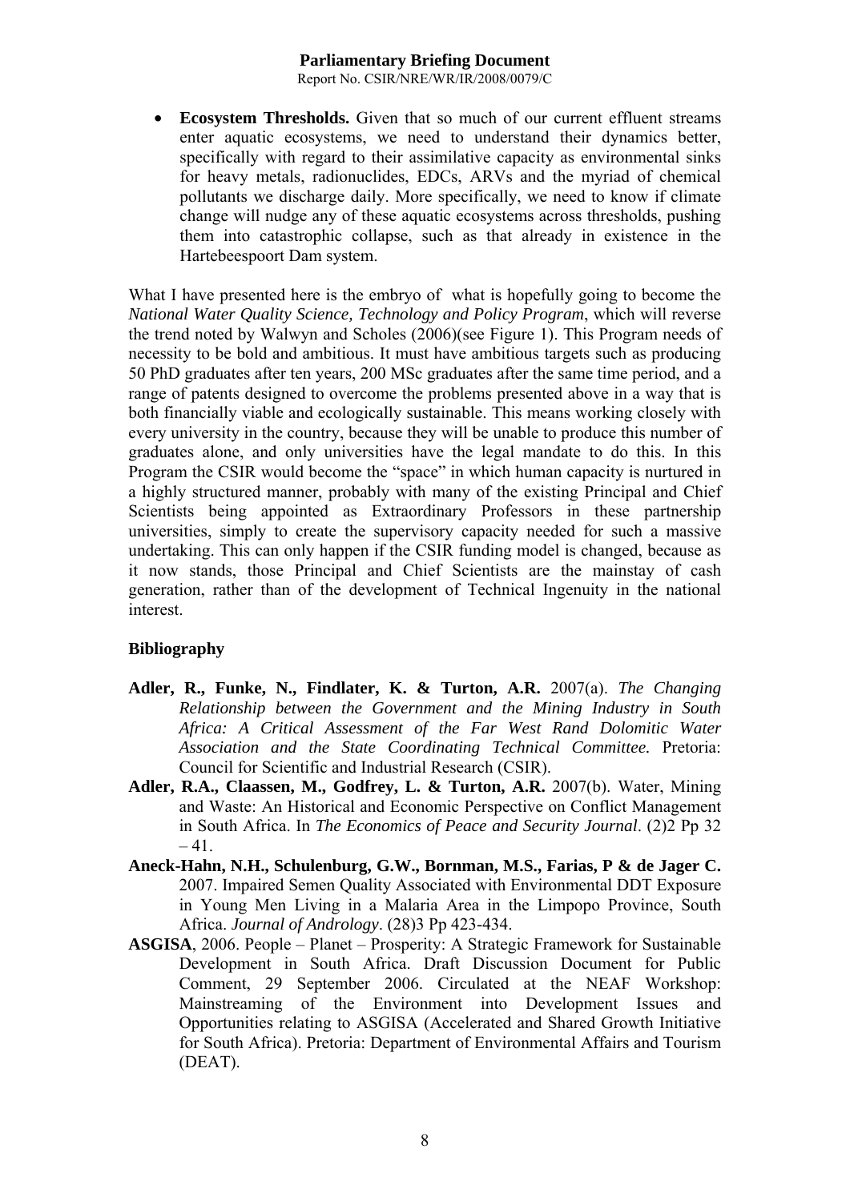- **Ecosystem Thresholds.** Given that so much of our current effluent streams enter aquatic ecosystems, we need to understand their dynamics better, specifically with regard to their assimilative capacity as environmental sinks for heavy metals, radionuclides, EDCs, ARVs and the myriad of chemical pollutants we discharge daily. More specifically, we need to know if climate change will nudge any of these aquatic ecosystems across thresholds, pushing them into catastrophic collapse, such as that already in existence in the Hartebeespoort Dam system.

What I have presented here is the embryo of what is hopefully going to become the *National Water Quality Science, Technology and Policy Program*, which will reverse the trend noted by Walwyn and Scholes (2006)(see Figure 1). This Program needs of necessity to be bold and ambitious. It must have ambitious targets such as producing 50 PhD graduates after ten years, 200 MSc graduates after the same time period, and a range of patents designed to overcome the problems presented above in a way that is both financially viable and ecologically sustainable. This means working closely with every university in the country, because they will be unable to produce this number of graduates alone, and only universities have the legal mandate to do this. In this Program the CSIR would become the "space" in which human capacity is nurtured in a highly structured manner, probably with many of the existing Principal and Chief Scientists being appointed as Extraordinary Professors in these partnership universities, simply to create the supervisory capacity needed for such a massive undertaking. This can only happen if the CSIR funding model is changed, because as it now stands, those Principal and Chief Scientists are the mainstay of cash generation, rather than of the development of Technical Ingenuity in the national interest.

## Bibliography

**Adler, R., Funke, N., Findlater, K. & Turton, A.R.** 2007(a). *The Changing Relationship between the Government and the Mining Industry in South Africa: A Critical Assessment of the Far West Rand Dolomitic Water Association and the State Coordinating Technical Committee.* Pretoria: Council for Scientific and Industrial Research (CSIR).

**Adler, R.A., Claassen, M., Godfrey, L. & Turton, A.R.** 2007(b). Water, Mining and Waste: An Historical and Economic Perspective on Conflict Management in South Africa. In *The Economics of Peace and Security Journal*. (2)2 Pp 32 – 41.

**Aneck-Hahn, N.H., Schulenburg, G.W., Bornman, M.S., Farias, P & de Jager C.** 2007. Impaired Semen Quality Associated with Environmental DDT Exposure in Young Men Living in a Malaria Area in the Limpopo Province, South Africa. *Journal of Andrology*. (28)3 Pp 423-434.

**ASGISA**, 2006. People – Planet – Prosperity: A Strategic Framework for Sustainable Development in South Africa. Draft Discussion Document for Public Comment, 29 September 2006. Circulated at the NEAF Workshop: Mainstreaming of the Environment into Development Issues and Opportunities relating to ASGISA (Accelerated and Shared Growth Initiative for South Africa). Pretoria: Department of Environmental Affairs and Tourism (DEAT).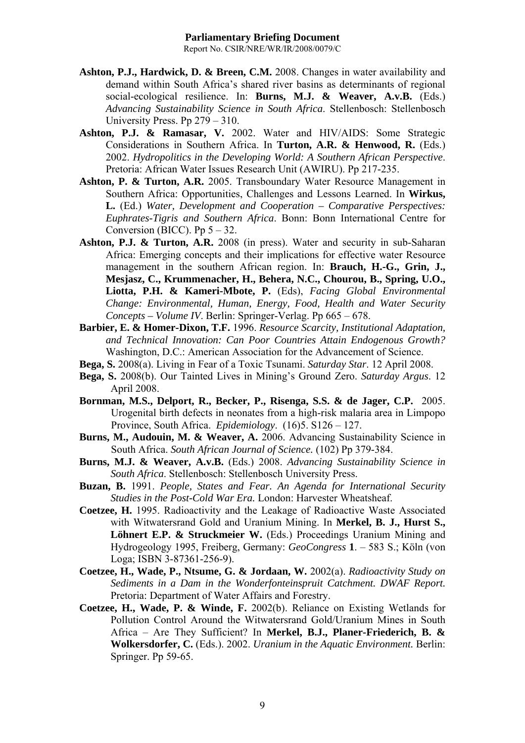**Ashton, P.J., Hardwick, D. & Breen, C.M.** 2008. Changes in water availability and demand within South Africa's shared river basins as determinants of regional social-ecological resilience. In: **Burns, M.J. & Weaver, A.v.B.** (Eds.) *Advancing Sustainability Science in South Africa*. Stellenbosch: Stellenbosch University Press. Pp 279 – 310.

**Ashton, P.J. & Ramasar, V.** 2002. Water and HIV/AIDS: Some Strategic Considerations in Southern Africa. In **Turton, A.R. & Henwood, R.** (Eds.) 2002. *Hydropolitics in the Developing World: A Southern African Perspective*. Pretoria: African Water Issues Research Unit (AWIRU). Pp 217-235.

**Ashton, P. & Turton, A.R.** 2005. Transboundary Water Resource Management in Southern Africa: Opportunities, Challenges and Lessons Learned. In **Wirkus, L.** (Ed.) *Water, Development and Cooperation – Comparative Perspectives: Euphrates-Tigris and Southern Africa*. Bonn: Bonn International Centre for Conversion (BICC). Pp 5 – 32.

**Ashton, P.J. & Turton, A.R.** 2008 (in press). Water and security in sub-Saharan Africa: Emerging concepts and their implications for effective water Resource management in the southern African region. In: **Brauch, H.-G., Grin, J., Mesjasz, C., Krummenacher, H., Behera, N.C., Chourou, B., Spring, U.O., Liotta, P.H. & Kameri-Mbote, P.** (Eds), *Facing Global Environmental Change: Environmental, Human, Energy, Food, Health and Water Security Concepts – Volume IV*. Berlin: Springer-Verlag. Pp 665 – 678.

**Barbier, E. & Homer-Dixon, T.F.** 1996. *Resource Scarcity, Institutional Adaptation, and Technical Innovation: Can Poor Countries Attain Endogenous Growth?* Washington, D.C.: American Association for the Advancement of Science.

**Bega, S.** 2008(a). Living in Fear of a Toxic Tsunami. *Saturday Star*. 12 April 2008.

**Bega, S.** 2008(b). Our Tainted Lives in Mining's Ground Zero. *Saturday Argus*. 12 April 2008.

**Bornman, M.S., Delport, R., Becker, P., Risenga, S.S. & de Jager, C.P.** 2005. Urogenital birth defects in neonates from a high-risk malaria area in Limpopo Province, South Africa. *Epidemiology*. (16)5. S126 – 127.

**Burns, M., Audouin, M. & Weaver, A.** 2006. Advancing Sustainability Science in South Africa. *South African Journal of Science.* (102) Pp 379-384.

**Burns, M.J. & Weaver, A.v.B.** (Eds.) 2008. *Advancing Sustainability Science in South Africa*. Stellenbosch: Stellenbosch University Press.

**Buzan, B.** 1991. *People, States and Fear. An Agenda for International Security Studies in the Post-Cold War Era.* London: Harvester Wheatsheaf.

**Coetzee, H.** 1995. Radioactivity and the Leakage of Radioactive Waste Associated with Witwatersrand Gold and Uranium Mining. In **Merkel, B. J., Hurst S., Löhnert E.P. & Struckmeier W.** (Eds.) Proceedings Uranium Mining and Hydrogeology 1995, Freiberg, Germany: *GeoCongress* **1**. – 583 S.; Köln (von Loga; ISBN 3-87361-256-9).

**Coetzee, H., Wade, P., Ntsume, G. & Jordaan, W.** 2002(a). *Radioactivity Study on Sediments in a Dam in the Wonderfonteinspruit Catchment. DWAF Report.* Pretoria: Department of Water Affairs and Forestry.

**Coetzee, H., Wade, P. & Winde, F.** 2002(b). Reliance on Existing Wetlands for Pollution Control Around the Witwatersrand Gold/Uranium Mines in South Africa – Are They Sufficient? In **Merkel, B.J., Planer-Friederich, B. & Wolkersdorfer, C.** (Eds.). 2002. *Uranium in the Aquatic Environment.* Berlin: Springer. Pp 59-65.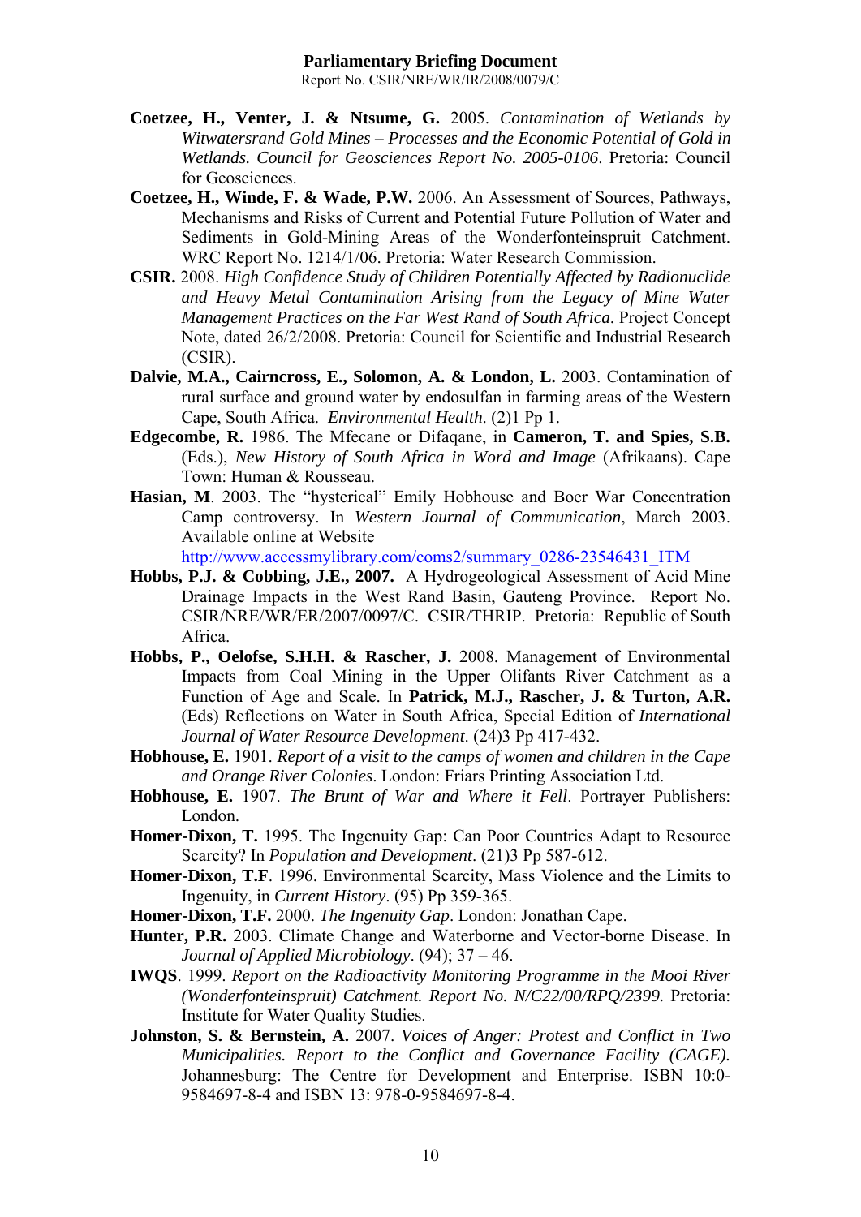**Coetzee, H., Venter, J. & Ntsume, G.** 2005. *Contamination of Wetlands by Witwatersrand Gold Mines – Processes and the Economic Potential of Gold in Wetlands. Council for Geosciences Report No. 2005-0106*. Pretoria: Council for Geosciences.

**Coetzee, H., Winde, F. & Wade, P.W.** 2006. An Assessment of Sources, Pathways, Mechanisms and Risks of Current and Potential Future Pollution of Water and Sediments in Gold-Mining Areas of the Wonderfonteinspruit Catchment. WRC Report No. 1214/1/06. Pretoria: Water Research Commission.

**CSIR.** 2008. *High Confidence Study of Children Potentially Affected by Radionuclide and Heavy Metal Contamination Arising from the Legacy of Mine Water Management Practices on the Far West Rand of South Africa*. Project Concept Note, dated 26/2/2008. Pretoria: Council for Scientific and Industrial Research (CSIR).

**Dalvie, M.A., Cairncross, E., Solomon, A. & London, L.** 2003. Contamination of rural surface and ground water by endosulfan in farming areas of the Western Cape, South Africa. *Environmental Health*. (2)1 Pp 1.

**Edgecombe, R.** 1986. The Mfecane or Difaqane, in **Cameron, T. and Spies, S.B.** (Eds.), *New History of South Africa in Word and Image* (Afrikaans). Cape Town: Human & Rousseau.

**Hasian, M**. 2003. The "hysterical" Emily Hobhouse and Boer War Concentration Camp controversy. In *Western Journal of Communication*, March 2003. Available online at Website http://www.accessmylibrary.com/coms2/summary_0286-23546431_ITM

**Hobbs, P.J. & Cobbing, J.E., 2007.** A Hydrogeological Assessment of Acid Mine Drainage Impacts in the West Rand Basin, Gauteng Province. Report No. CSIR/NRE/WR/ER/2007/0097/C. CSIR/THRIP. Pretoria: Republic of South Africa.

**Hobbs, P., Oelofse, S.H.H. & Rascher, J.** 2008. Management of Environmental Impacts from Coal Mining in the Upper Olifants River Catchment as a Function of Age and Scale. In **Patrick, M.J., Rascher, J. & Turton, A.R.** (Eds) Reflections on Water in South Africa, Special Edition of *International Journal of Water Resource Development*. (24)3 Pp 417-432.

**Hobhouse, E.** 1901. *Report of a visit to the camps of women and children in the Cape and Orange River Colonies*. London: Friars Printing Association Ltd.

**Hobhouse, E.** 1907. *The Brunt of War and Where it Fell*. Portrayer Publishers: London.

**Homer-Dixon, T.** 1995. The Ingenuity Gap: Can Poor Countries Adapt to Resource Scarcity? In *Population and Development*. (21)3 Pp 587-612.

**Homer-Dixon, T.F**. 1996. Environmental Scarcity, Mass Violence and the Limits to Ingenuity, in *Current History*. (95) Pp 359-365.

**Homer-Dixon, T.F.** 2000. *The Ingenuity Gap*. London: Jonathan Cape.

**Hunter, P.R.** 2003. Climate Change and Waterborne and Vector-borne Disease. In *Journal of Applied Microbiology*. (94); 37 – 46.

**IWQS**. 1999. *Report on the Radioactivity Monitoring Programme in the Mooi River (Wonderfonteinspruit) Catchment. Report No. N/C22/00/RPQ/2399.* Pretoria: Institute for Water Quality Studies.

**Johnston, S. & Bernstein, A.** 2007. *Voices of Anger: Protest and Conflict in Two Municipalities. Report to the Conflict and Governance Facility (CAGE).* Johannesburg: The Centre for Development and Enterprise. ISBN 10:0-9584697-8-4 and ISBN 13: 978-0-9584697-8-4.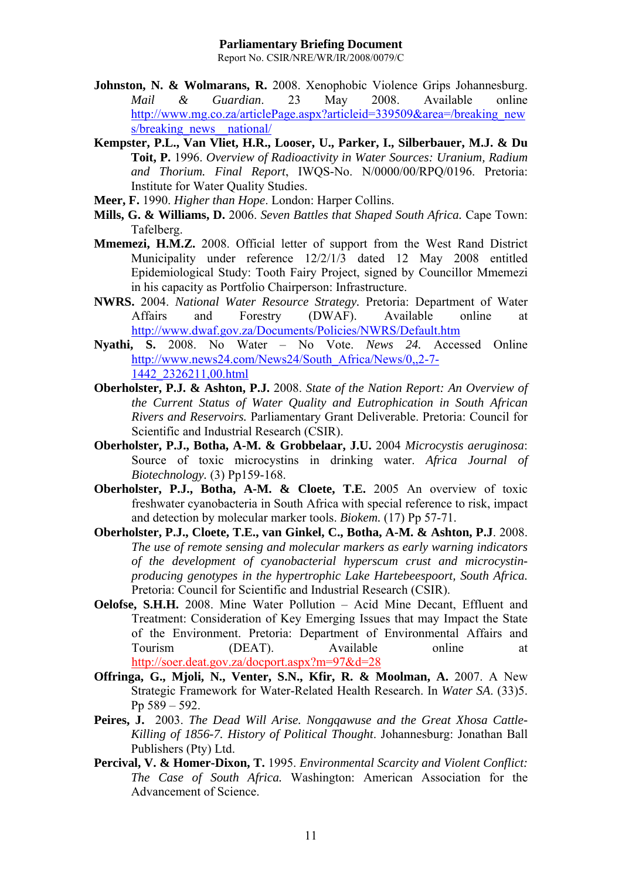**Johnston, N. & Wolmarans, R.** 2008. Xenophobic Violence Grips Johannesburg. *Mail & Guardian*. 23 May 2008. Available online http://www.mg.co.za/articlePage.aspx?articleid=339509&area=/breaking_news/breaking_news__national/

**Kempster, P.L., Van Vliet, H.R., Looser, U., Parker, I., Silberbauer, M.J. & Du Toit, P.** 1996. *Overview of Radioactivity in Water Sources: Uranium, Radium and Thorium. Final Report*, IWQS-No. N/0000/00/RPQ/0196. Pretoria: Institute for Water Quality Studies.

**Meer, F.** 1990. *Higher than Hope*. London: Harper Collins.

**Mills, G. & Williams, D.** 2006. *Seven Battles that Shaped South Africa.* Cape Town: Tafelberg.

**Mmemezi, H.M.Z.** 2008. Official letter of support from the West Rand District Municipality under reference 12/2/1/3 dated 12 May 2008 entitled Epidemiological Study: Tooth Fairy Project, signed by Councillor Mmemezi in his capacity as Portfolio Chairperson: Infrastructure.

**NWRS.** 2004. *National Water Resource Strategy*. Pretoria: Department of Water Affairs and Forestry (DWAF). Available online at http://www.dwaf.gov.za/Documents/Policies/NWRS/Default.htm

**Nyathi, S.** 2008. No Water – No Vote. *News 24.* Accessed Online http://www.news24.com/News24/South_Africa/News/0,,2-7-1442_2326211,00.html

**Oberholster, P.J. & Ashton, P.J.** 2008. *State of the Nation Report: An Overview of the Current Status of Water Quality and Eutrophication in South African Rivers and Reservoirs.* Parliamentary Grant Deliverable. Pretoria: Council for Scientific and Industrial Research (CSIR).

**Oberholster, P.J., Botha, A-M. & Grobbelaar, J.U.** 2004 *Microcystis aeruginosa*: Source of toxic microcystins in drinking water. *Africa Journal of Biotechnology.* (3) Pp159-168.

**Oberholster, P.J., Botha, A-M. & Cloete, T.E.** 2005 An overview of toxic freshwater cyanobacteria in South Africa with special reference to risk, impact and detection by molecular marker tools. *Biokem.* (17) Pp 57-71.

**Oberholster, P.J., Cloete, T.E., van Ginkel, C., Botha, A-M. & Ashton, P.J**. 2008. *The use of remote sensing and molecular markers as early warning indicators of the development of cyanobacterial hyperscum crust and microcystin-producing genotypes in the hypertrophic Lake Hartebeespoort, South Africa.* Pretoria: Council for Scientific and Industrial Research (CSIR).

**Oelofse, S.H.H.** 2008. Mine Water Pollution – Acid Mine Decant, Effluent and Treatment: Consideration of Key Emerging Issues that may Impact the State of the Environment. Pretoria: Department of Environmental Affairs and Tourism (DEAT). Available online at http://soer.deat.gov.za/docport.aspx?m=97&d=28

**Offringa, G., Mjoli, N., Venter, S.N., Kfir, R. & Moolman, A.** 2007. A New Strategic Framework for Water-Related Health Research. In *Water SA.* (33)5. Pp 589 – 592.

**Peires, J.** 2003. *The Dead Will Arise. Nongqawuse and the Great Xhosa Cattle-Killing of 1856-7. History of Political Thought*. Johannesburg: Jonathan Ball Publishers (Pty) Ltd.

**Percival, V. & Homer-Dixon, T.** 1995. *Environmental Scarcity and Violent Conflict: The Case of South Africa.* Washington: American Association for the Advancement of Science.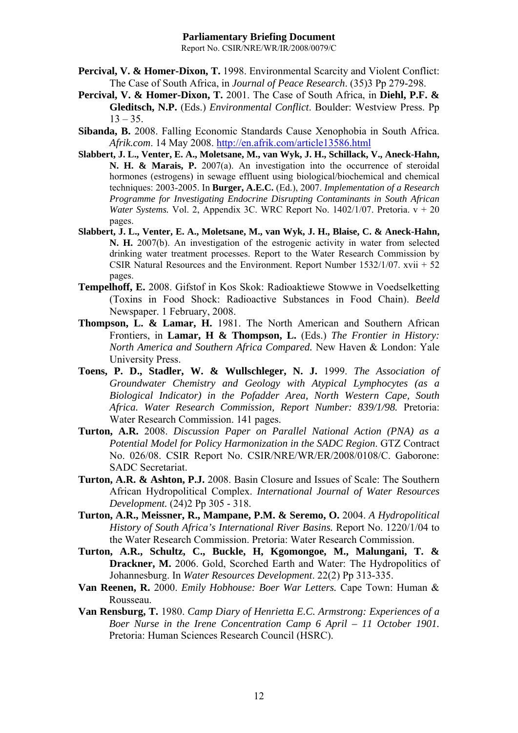**Percival, V. & Homer-Dixon, T.** 1998. Environmental Scarcity and Violent Conflict: The Case of South Africa, in *Journal of Peace Research*. (35)3 Pp 279-298.

**Percival, V. & Homer-Dixon, T.** 2001. The Case of South Africa, in **Diehl, P.F. & Gleditsch, N.P.** (Eds.) *Environmental Conflict*. Boulder: Westview Press. Pp 13 – 35.

**Sibanda, B.** 2008. Falling Economic Standards Cause Xenophobia in South Africa. *Afrik.com*. 14 May 2008. http://en.afrik.com/article13586.html

**Slabbert, J. L., Venter, E. A., Moletsane, M., van Wyk, J. H., Schillack, V., Aneck-Hahn, N. H. & Marais, P.** 2007(a). An investigation into the occurrence of steroidal hormones (estrogens) in sewage effluent using biological/biochemical and chemical techniques: 2003-2005. In **Burger, A.E.C.** (Ed.), 2007. *Implementation of a Research Programme for Investigating Endocrine Disrupting Contaminants in South African Water Systems.* Vol. 2, Appendix 3C. WRC Report No. 1402/1/07. Pretoria. v + 20 pages.

**Slabbert, J. L., Venter, E. A., Moletsane, M., van Wyk, J. H., Blaise, C. & Aneck-Hahn, N. H.** 2007(b). An investigation of the estrogenic activity in water from selected drinking water treatment processes. Report to the Water Research Commission by CSIR Natural Resources and the Environment. Report Number 1532/1/07. xvii + 52 pages.

**Tempelhoff, E.** 2008. Gifstof in Kos Skok: Radioaktiewe Stowwe in Voedselketting (Toxins in Food Shock: Radioactive Substances in Food Chain). *Beeld* Newspaper. 1 February, 2008.

**Thompson, L. & Lamar, H.** 1981. The North American and Southern African Frontiers, in **Lamar, H & Thompson, L.** (Eds.) *The Frontier in History: North America and Southern Africa Compared.* New Haven & London: Yale University Press.

**Toens, P. D., Stadler, W. & Wullschleger, N. J.** 1999. *The Association of Groundwater Chemistry and Geology with Atypical Lymphocytes (as a Biological Indicator) in the Pofadder Area, North Western Cape, South Africa. Water Research Commission, Report Number: 839/1/98.* Pretoria: Water Research Commission. 141 pages.

**Turton, A.R.** 2008. *Discussion Paper on Parallel National Action (PNA) as a Potential Model for Policy Harmonization in the SADC Region*. GTZ Contract No. 026/08. CSIR Report No. CSIR/NRE/WR/ER/2008/0108/C. Gaborone: SADC Secretariat.

**Turton, A.R. & Ashton, P.J.** 2008. Basin Closure and Issues of Scale: The Southern African Hydropolitical Complex. *International Journal of Water Resources Development.* (24)2 Pp 305 - 318.

**Turton, A.R., Meissner, R., Mampane, P.M. & Seremo, O.** 2004. *A Hydropolitical History of South Africa's International River Basins.* Report No. 1220/1/04 to the Water Research Commission. Pretoria: Water Research Commission.

**Turton, A.R., Schultz, C., Buckle, H, Kgomongoe, M., Malungani, T. & Drackner, M.** 2006. Gold, Scorched Earth and Water: The Hydropolitics of Johannesburg. In *Water Resources Development*. 22(2) Pp 313-335.

**Van Reenen, R.** 2000. *Emily Hobhouse: Boer War Letters.* Cape Town: Human & Rousseau.

**Van Rensburg, T.** 1980. *Camp Diary of Henrietta E.C. Armstrong: Experiences of a Boer Nurse in the Irene Concentration Camp 6 April – 11 October 1901.* Pretoria: Human Sciences Research Council (HSRC).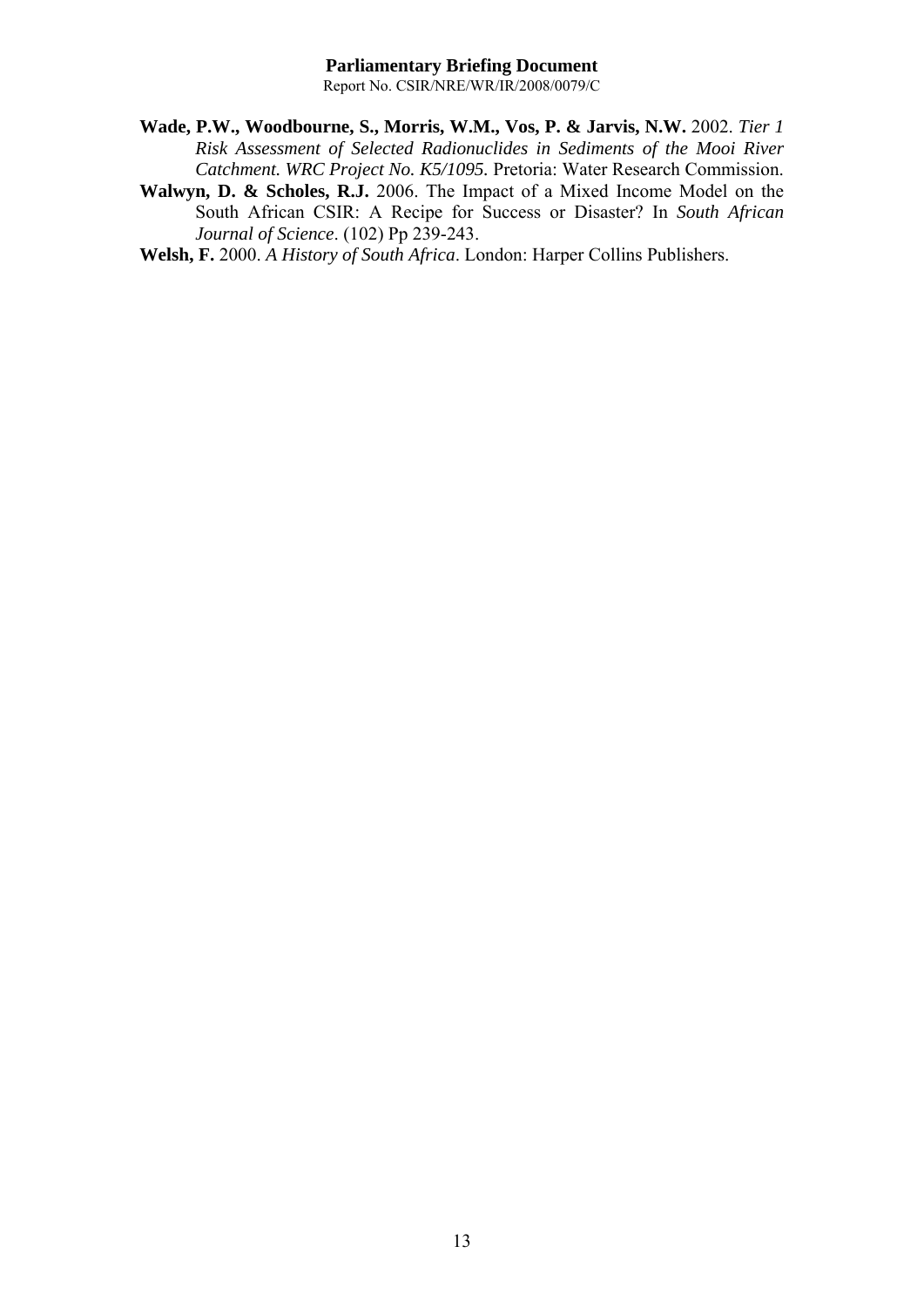**Wade, P.W., Woodbourne, S., Morris, W.M., Vos, P. & Jarvis, N.W.** 2002. *Tier 1 Risk Assessment of Selected Radionuclides in Sediments of the Mooi River Catchment. WRC Project No. K5/1095.* Pretoria: Water Research Commission.

**Walwyn, D. & Scholes, R.J.** 2006. The Impact of a Mixed Income Model on the South African CSIR: A Recipe for Success or Disaster? In *South African Journal of Science*. (102) Pp 239-243.

**Welsh, F.** 2000. *A History of South Africa*. London: Harper Collins Publishers.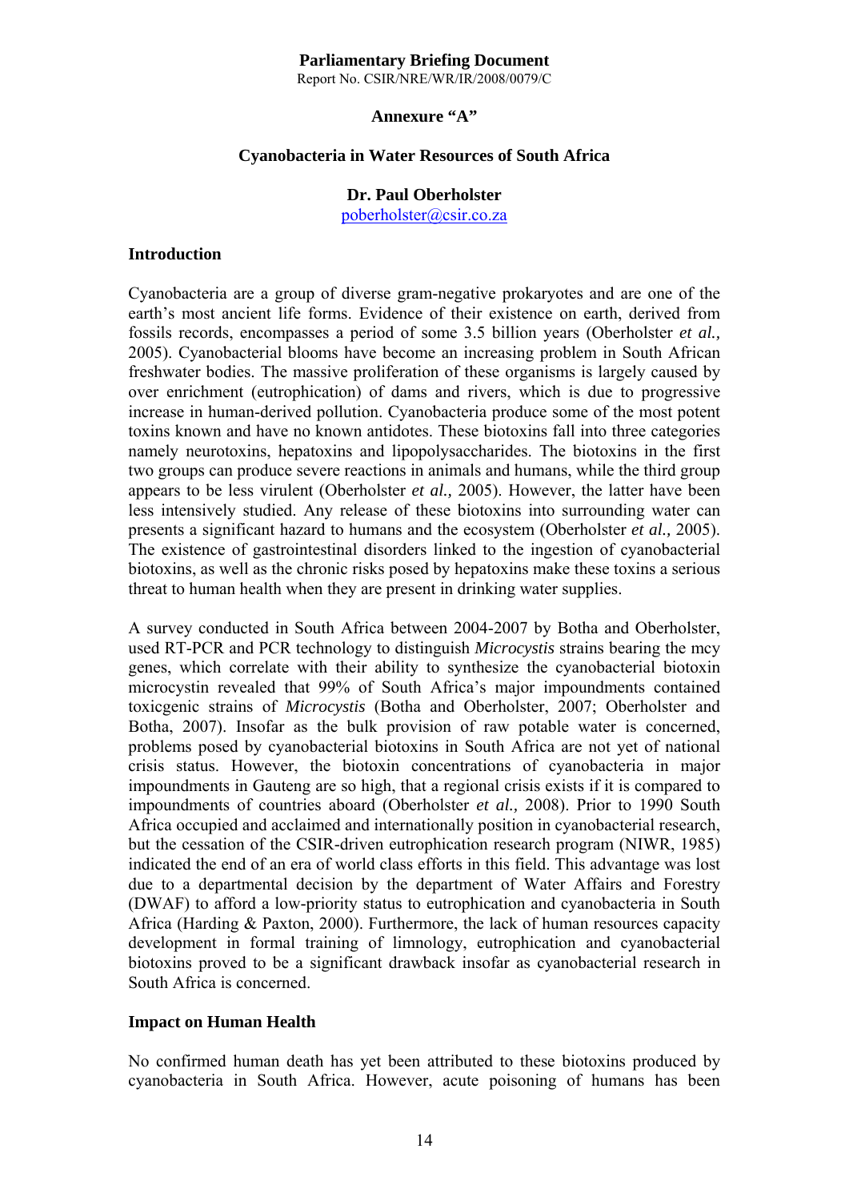**Parliamentary Briefing Document**
Report No. CSIR/NRE/WR/IR/2008/0079/C

**Annexure "A"**

**Cyanobacteria in Water Resources of South Africa**

**Dr. Paul Oberholster**
poberholster@csir.co.za

## Introduction

Cyanobacteria are a group of diverse gram-negative prokaryotes and are one of the earth's most ancient life forms. Evidence of their existence on earth, derived from fossils records, encompasses a period of some 3.5 billion years (Oberholster *et al.,* 2005). Cyanobacterial blooms have become an increasing problem in South African freshwater bodies. The massive proliferation of these organisms is largely caused by over enrichment (eutrophication) of dams and rivers, which is due to progressive increase in human-derived pollution. Cyanobacteria produce some of the most potent toxins known and have no known antidotes. These biotoxins fall into three categories namely neurotoxins, hepatoxins and lipopolysaccharides. The biotoxins in the first two groups can produce severe reactions in animals and humans, while the third group appears to be less virulent (Oberholster *et al.,* 2005). However, the latter have been less intensively studied. Any release of these biotoxins into surrounding water can presents a significant hazard to humans and the ecosystem (Oberholster *et al.,* 2005). The existence of gastrointestinal disorders linked to the ingestion of cyanobacterial biotoxins, as well as the chronic risks posed by hepatoxins make these toxins a serious threat to human health when they are present in drinking water supplies.

A survey conducted in South Africa between 2004-2007 by Botha and Oberholster, used RT-PCR and PCR technology to distinguish *Microcystis* strains bearing the mcy genes, which correlate with their ability to synthesize the cyanobacterial biotoxin microcystin revealed that 99% of South Africa's major impoundments contained toxicgenic strains of *Microcystis* (Botha and Oberholster, 2007; Oberholster and Botha, 2007). Insofar as the bulk provision of raw potable water is concerned, problems posed by cyanobacterial biotoxins in South Africa are not yet of national crisis status. However, the biotoxin concentrations of cyanobacteria in major impoundments in Gauteng are so high, that a regional crisis exists if it is compared to impoundments of countries aboard (Oberholster *et al.,* 2008). Prior to 1990 South Africa occupied and acclaimed and internationally position in cyanobacterial research, but the cessation of the CSIR-driven eutrophication research program (NIWR, 1985) indicated the end of an era of world class efforts in this field. This advantage was lost due to a departmental decision by the department of Water Affairs and Forestry (DWAF) to afford a low-priority status to eutrophication and cyanobacteria in South Africa (Harding & Paxton, 2000). Furthermore, the lack of human resources capacity development in formal training of limnology, eutrophication and cyanobacterial biotoxins proved to be a significant drawback insofar as cyanobacterial research in South Africa is concerned.

## Impact on Human Health

No confirmed human death has yet been attributed to these biotoxins produced by cyanobacteria in South Africa. However, acute poisoning of humans has been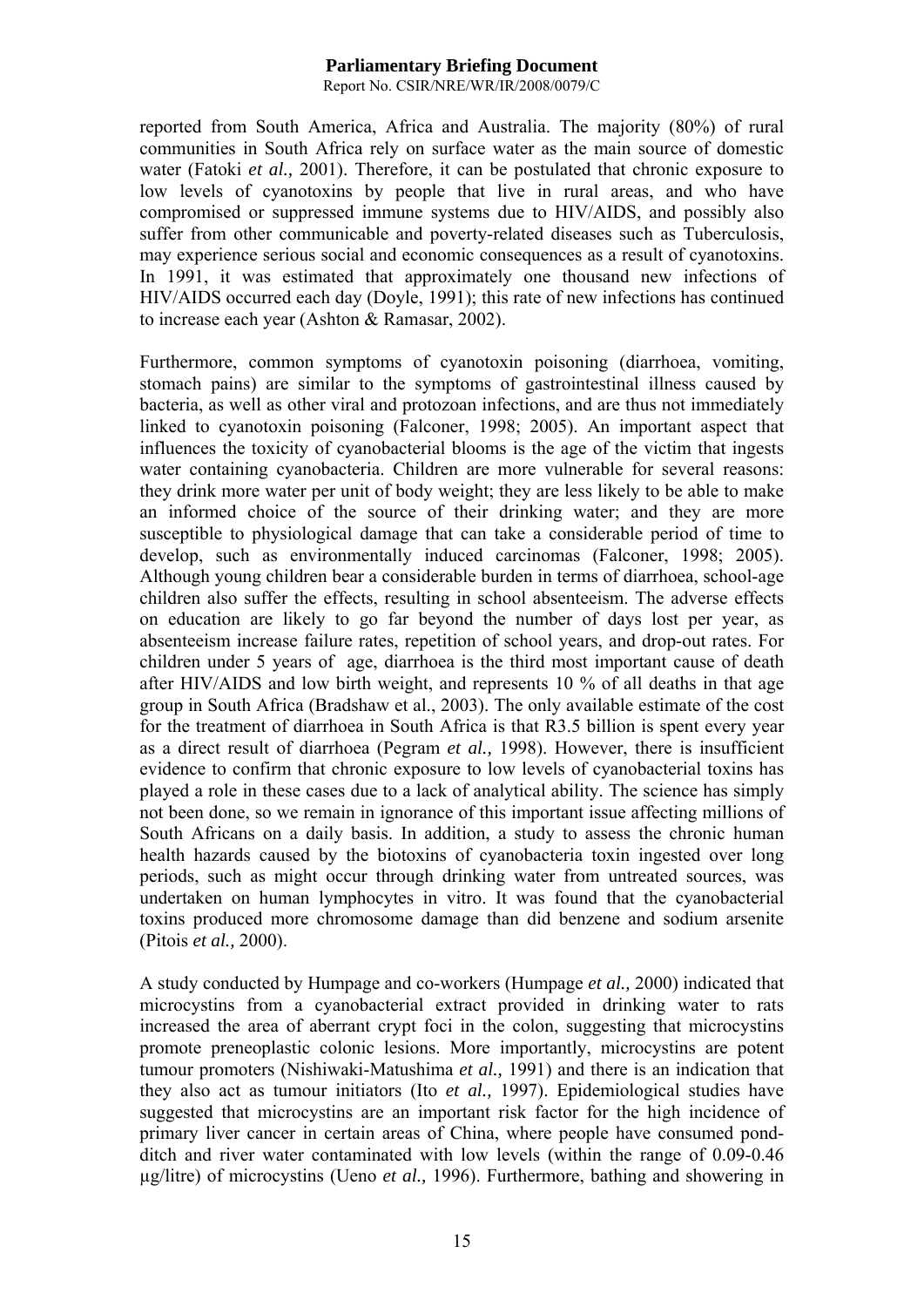reported from South America, Africa and Australia. The majority (80%) of rural communities in South Africa rely on surface water as the main source of domestic water (Fatoki *et al.,* 2001). Therefore, it can be postulated that chronic exposure to low levels of cyanotoxins by people that live in rural areas, and who have compromised or suppressed immune systems due to HIV/AIDS, and possibly also suffer from other communicable and poverty-related diseases such as Tuberculosis, may experience serious social and economic consequences as a result of cyanotoxins. In 1991, it was estimated that approximately one thousand new infections of HIV/AIDS occurred each day (Doyle, 1991); this rate of new infections has continued to increase each year (Ashton & Ramasar, 2002).

Furthermore, common symptoms of cyanotoxin poisoning (diarrhoea, vomiting, stomach pains) are similar to the symptoms of gastrointestinal illness caused by bacteria, as well as other viral and protozoan infections, and are thus not immediately linked to cyanotoxin poisoning (Falconer, 1998; 2005). An important aspect that influences the toxicity of cyanobacterial blooms is the age of the victim that ingests water containing cyanobacteria. Children are more vulnerable for several reasons: they drink more water per unit of body weight; they are less likely to be able to make an informed choice of the source of their drinking water; and they are more susceptible to physiological damage that can take a considerable period of time to develop, such as environmentally induced carcinomas (Falconer, 1998; 2005). Although young children bear a considerable burden in terms of diarrhoea, school-age children also suffer the effects, resulting in school absenteeism. The adverse effects on education are likely to go far beyond the number of days lost per year, as absenteeism increase failure rates, repetition of school years, and drop-out rates. For children under 5 years of age, diarrhoea is the third most important cause of death after HIV/AIDS and low birth weight, and represents 10 % of all deaths in that age group in South Africa (Bradshaw et al., 2003). The only available estimate of the cost for the treatment of diarrhoea in South Africa is that R3.5 billion is spent every year as a direct result of diarrhoea (Pegram *et al.,* 1998). However, there is insufficient evidence to confirm that chronic exposure to low levels of cyanobacterial toxins has played a role in these cases due to a lack of analytical ability. The science has simply not been done, so we remain in ignorance of this important issue affecting millions of South Africans on a daily basis. In addition, a study to assess the chronic human health hazards caused by the biotoxins of cyanobacteria toxin ingested over long periods, such as might occur through drinking water from untreated sources, was undertaken on human lymphocytes in vitro. It was found that the cyanobacterial toxins produced more chromosome damage than did benzene and sodium arsenite (Pitois *et al.,* 2000).

A study conducted by Humpage and co-workers (Humpage *et al.,* 2000) indicated that microcystins from a cyanobacterial extract provided in drinking water to rats increased the area of aberrant crypt foci in the colon, suggesting that microcystins promote preneoplastic colonic lesions. More importantly, microcystins are potent tumour promoters (Nishiwaki-Matushima *et al.,* 1991) and there is an indication that they also act as tumour initiators (Ito *et al.,* 1997). Epidemiological studies have suggested that microcystins are an important risk factor for the high incidence of primary liver cancer in certain areas of China, where people have consumed pond-ditch and river water contaminated with low levels (within the range of 0.09-0.46 μg/litre) of microcystins (Ueno *et al.,* 1996). Furthermore, bathing and showering in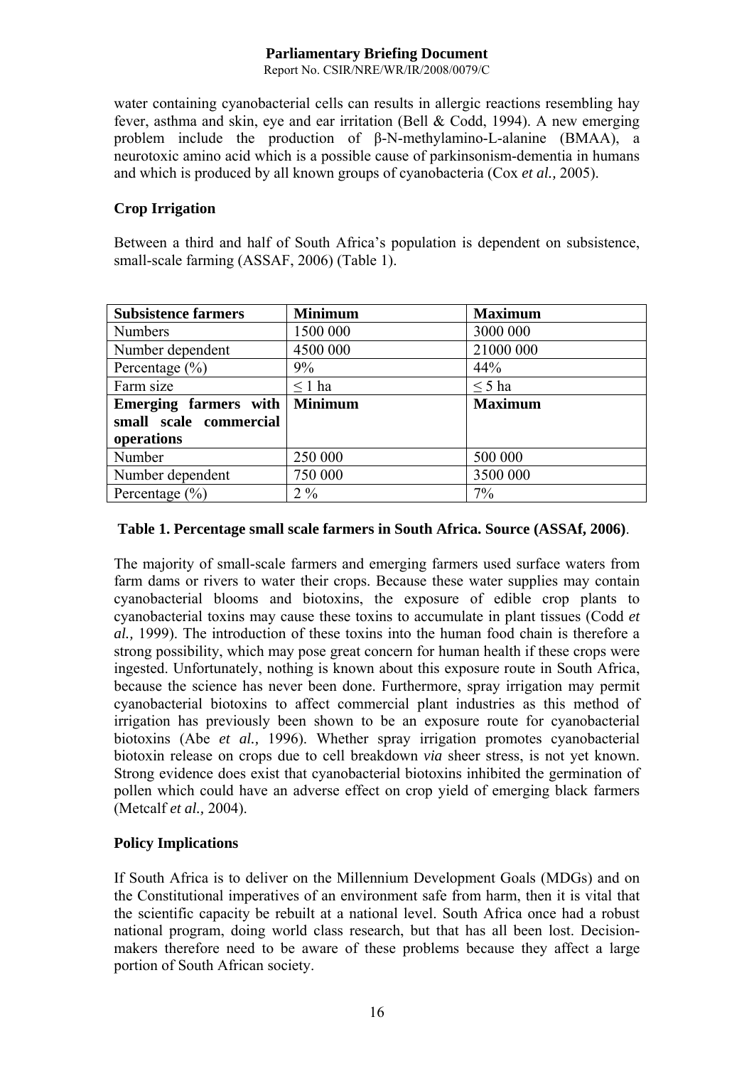water containing cyanobacterial cells can results in allergic reactions resembling hay fever, asthma and skin, eye and ear irritation (Bell & Codd, 1994). A new emerging problem include the production of β-N-methylamino-L-alanine (BMAA), a neurotoxic amino acid which is a possible cause of parkinsonism-dementia in humans and which is produced by all known groups of cyanobacteria (Cox *et al.,* 2005).

### Crop Irrigation

Between a third and half of South Africa's population is dependent on subsistence, small-scale farming (ASSAF, 2006) (Table 1).

| **Subsistence farmers** | **Minimum** | **Maximum** |
|---|---|---|
| Numbers | 1500 000 | 3000 000 |
| Number dependent | 4500 000 | 21000 000 |
| Percentage (%) | 9% | 44% |
| Farm size | ≤ 1 ha | ≤ 5 ha |
| **Emerging farmers with small scale commercial operations** | **Minimum** | **Maximum** |
| Number | 250 000 | 500 000 |
| Number dependent | 750 000 | 3500 000 |
| Percentage (%) | 2 % | 7% |

**Table 1. Percentage small scale farmers in South Africa. Source (ASSAf, 2006)**.

The majority of small-scale farmers and emerging farmers used surface waters from farm dams or rivers to water their crops. Because these water supplies may contain cyanobacterial blooms and biotoxins, the exposure of edible crop plants to cyanobacterial toxins may cause these toxins to accumulate in plant tissues (Codd *et al.,* 1999). The introduction of these toxins into the human food chain is therefore a strong possibility, which may pose great concern for human health if these crops were ingested. Unfortunately, nothing is known about this exposure route in South Africa, because the science has never been done. Furthermore, spray irrigation may permit cyanobacterial biotoxins to affect commercial plant industries as this method of irrigation has previously been shown to be an exposure route for cyanobacterial biotoxins (Abe *et al.,* 1996). Whether spray irrigation promotes cyanobacterial biotoxin release on crops due to cell breakdown *via* sheer stress, is not yet known. Strong evidence does exist that cyanobacterial biotoxins inhibited the germination of pollen which could have an adverse effect on crop yield of emerging black farmers (Metcalf *et al.,* 2004).

### Policy Implications

If South Africa is to deliver on the Millennium Development Goals (MDGs) and on the Constitutional imperatives of an environment safe from harm, then it is vital that the scientific capacity be rebuilt at a national level. South Africa once had a robust national program, doing world class research, but that has all been lost. Decision-makers therefore need to be aware of these problems because they affect a large portion of South African society.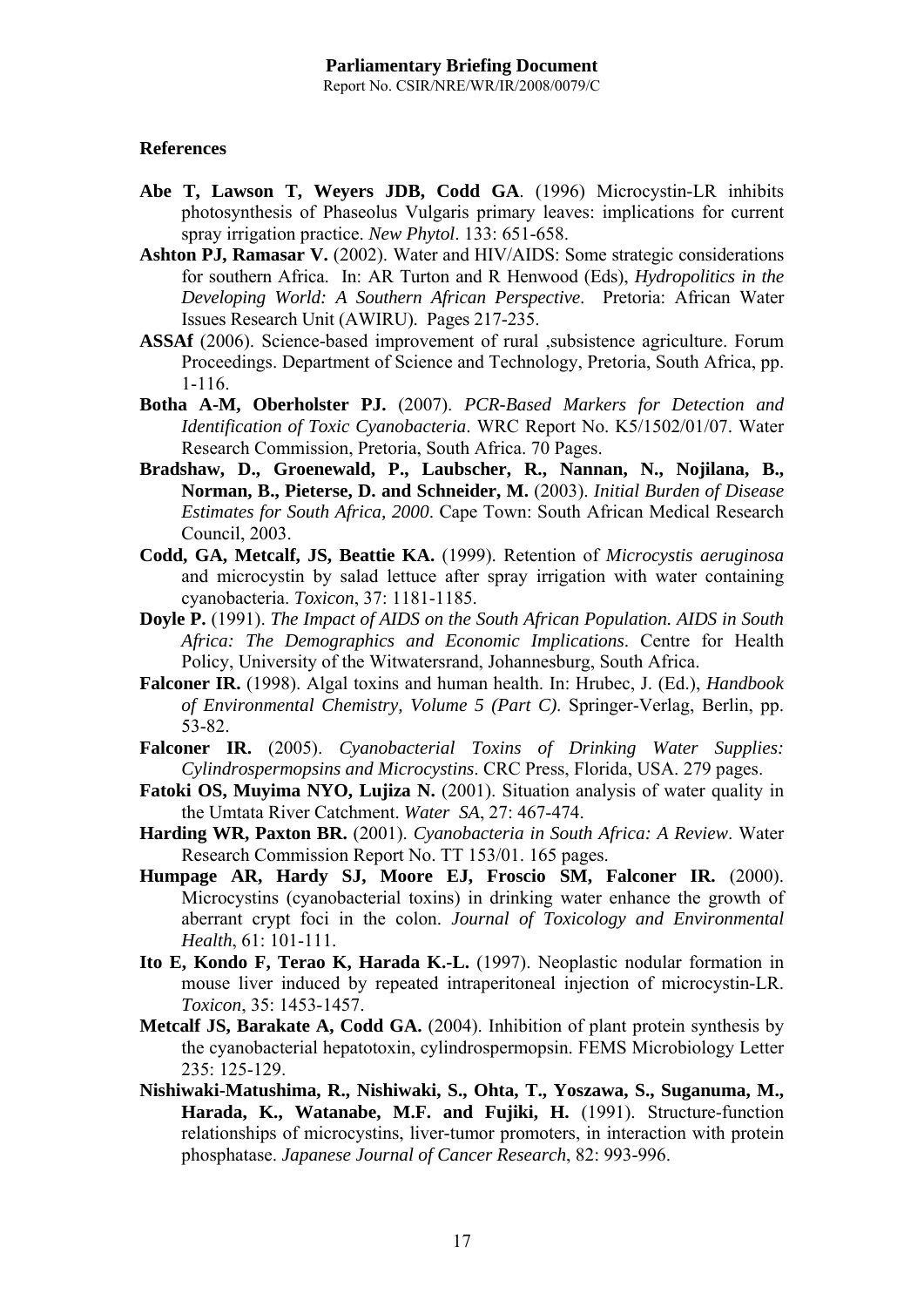## References

**Abe T, Lawson T, Weyers JDB, Codd GA**. (1996) Microcystin-LR inhibits photosynthesis of Phaseolus Vulgaris primary leaves: implications for current spray irrigation practice. *New Phytol*. 133: 651-658.

**Ashton PJ, Ramasar V.** (2002). Water and HIV/AIDS: Some strategic considerations for southern Africa. In: AR Turton and R Henwood (Eds), *Hydropolitics in the Developing World: A Southern African Perspective*. Pretoria: African Water Issues Research Unit (AWIRU). Pages 217-235.

**ASSAf** (2006). Science-based improvement of rural ,subsistence agriculture. Forum Proceedings. Department of Science and Technology, Pretoria, South Africa, pp. 1-116.

**Botha A-M, Oberholster PJ.** (2007). *PCR-Based Markers for Detection and Identification of Toxic Cyanobacteria*. WRC Report No. K5/1502/01/07. Water Research Commission, Pretoria, South Africa. 70 Pages.

**Bradshaw, D., Groenewald, P., Laubscher, R., Nannan, N., Nojilana, B., Norman, B., Pieterse, D. and Schneider, M.** (2003). *Initial Burden of Disease Estimates for South Africa, 2000*. Cape Town: South African Medical Research Council, 2003.

**Codd, GA, Metcalf, JS, Beattie KA.** (1999). Retention of *Microcystis aeruginosa* and microcystin by salad lettuce after spray irrigation with water containing cyanobacteria. *Toxicon*, 37: 1181-1185.

**Doyle P.** (1991). *The Impact of AIDS on the South African Population. AIDS in South Africa: The Demographics and Economic Implications*. Centre for Health Policy, University of the Witwatersrand, Johannesburg, South Africa.

**Falconer IR.** (1998). Algal toxins and human health. In: Hrubec, J. (Ed.), *Handbook of Environmental Chemistry, Volume 5 (Part C)*. Springer-Verlag, Berlin, pp. 53-82.

**Falconer IR.** (2005). *Cyanobacterial Toxins of Drinking Water Supplies: Cylindrospermopsins and Microcystins*. CRC Press, Florida, USA. 279 pages.

**Fatoki OS, Muyima NYO, Lujiza N.** (2001). Situation analysis of water quality in the Umtata River Catchment. *Water SA*, 27: 467-474.

**Harding WR, Paxton BR.** (2001). *Cyanobacteria in South Africa: A Review*. Water Research Commission Report No. TT 153/01. 165 pages.

**Humpage AR, Hardy SJ, Moore EJ, Froscio SM, Falconer IR.** (2000). Microcystins (cyanobacterial toxins) in drinking water enhance the growth of aberrant crypt foci in the colon. *Journal of Toxicology and Environmental Health*, 61: 101-111.

**Ito E, Kondo F, Terao K, Harada K.-L.** (1997). Neoplastic nodular formation in mouse liver induced by repeated intraperitoneal injection of microcystin-LR. *Toxicon*, 35: 1453-1457.

**Metcalf JS, Barakate A, Codd GA.** (2004). Inhibition of plant protein synthesis by the cyanobacterial hepatotoxin, cylindrospermopsin. FEMS Microbiology Letter 235: 125-129.

**Nishiwaki-Matushima, R., Nishiwaki, S., Ohta, T., Yoszawa, S., Suganuma, M., Harada, K., Watanabe, M.F. and Fujiki, H.** (1991). Structure-function relationships of microcystins, liver-tumor promoters, in interaction with protein phosphatase. *Japanese Journal of Cancer Research*, 82: 993-996.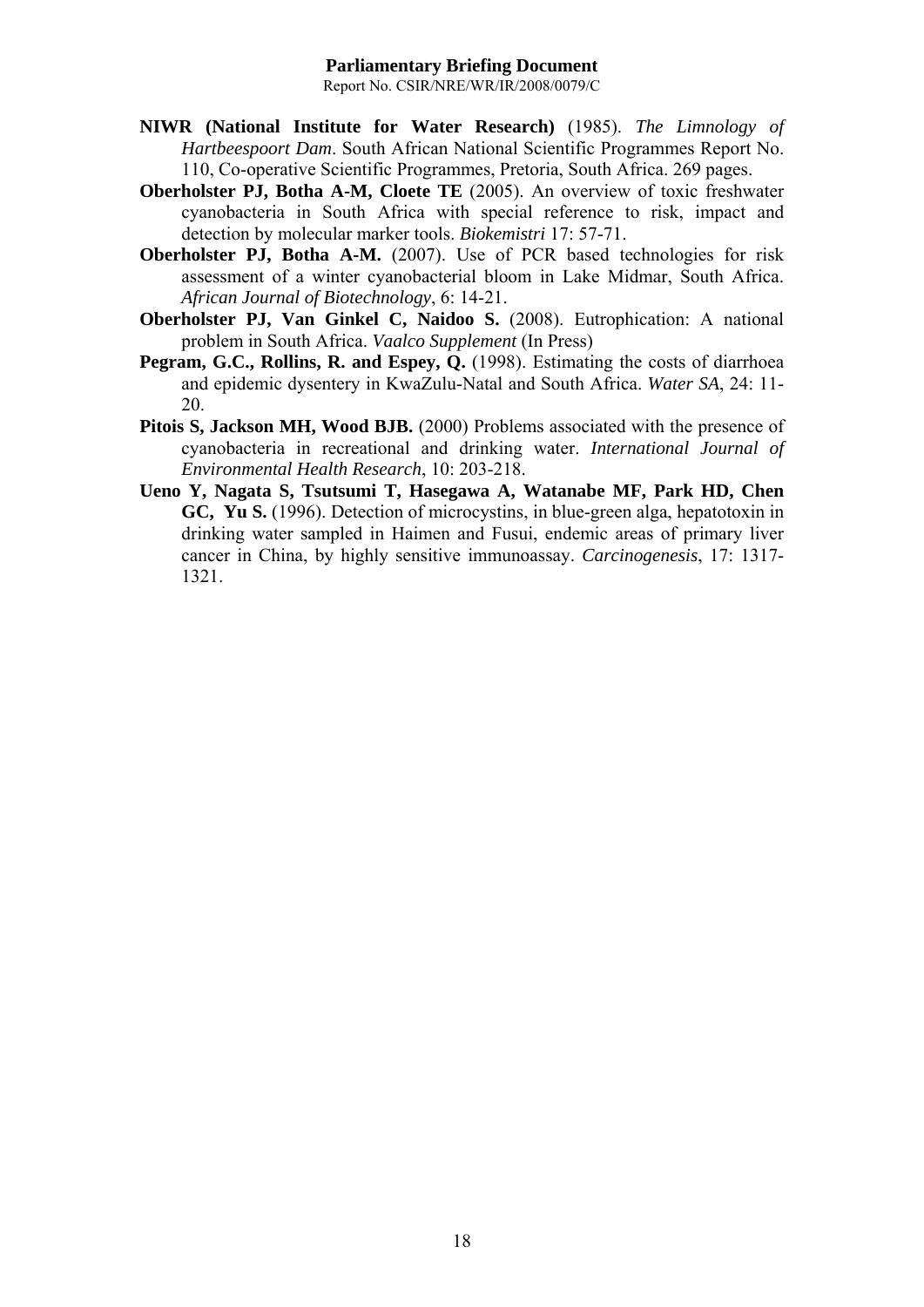**NIWR (National Institute for Water Research)** (1985). *The Limnology of Hartbeespoort Dam*. South African National Scientific Programmes Report No. 110, Co-operative Scientific Programmes, Pretoria, South Africa. 269 pages.

**Oberholster PJ, Botha A-M, Cloete TE** (2005). An overview of toxic freshwater cyanobacteria in South Africa with special reference to risk, impact and detection by molecular marker tools. *Biokemistri* 17: 57-71.

**Oberholster PJ, Botha A-M.** (2007). Use of PCR based technologies for risk assessment of a winter cyanobacterial bloom in Lake Midmar, South Africa. *African Journal of Biotechnology*, 6: 14-21.

**Oberholster PJ, Van Ginkel C, Naidoo S.** (2008). Eutrophication: A national problem in South Africa. *Vaalco Supplement* (In Press)

**Pegram, G.C., Rollins, R. and Espey, Q.** (1998). Estimating the costs of diarrhoea and epidemic dysentery in KwaZulu-Natal and South Africa. *Water SA*, 24: 11-20.

**Pitois S, Jackson MH, Wood BJB.** (2000) Problems associated with the presence of cyanobacteria in recreational and drinking water. *International Journal of Environmental Health Research*, 10: 203-218.

**Ueno Y, Nagata S, Tsutsumi T, Hasegawa A, Watanabe MF, Park HD, Chen GC, Yu S.** (1996). Detection of microcystins, in blue-green alga, hepatotoxin in drinking water sampled in Haimen and Fusui, endemic areas of primary liver cancer in China, by highly sensitive immunoassay. *Carcinogenesis*, 17: 1317-1321.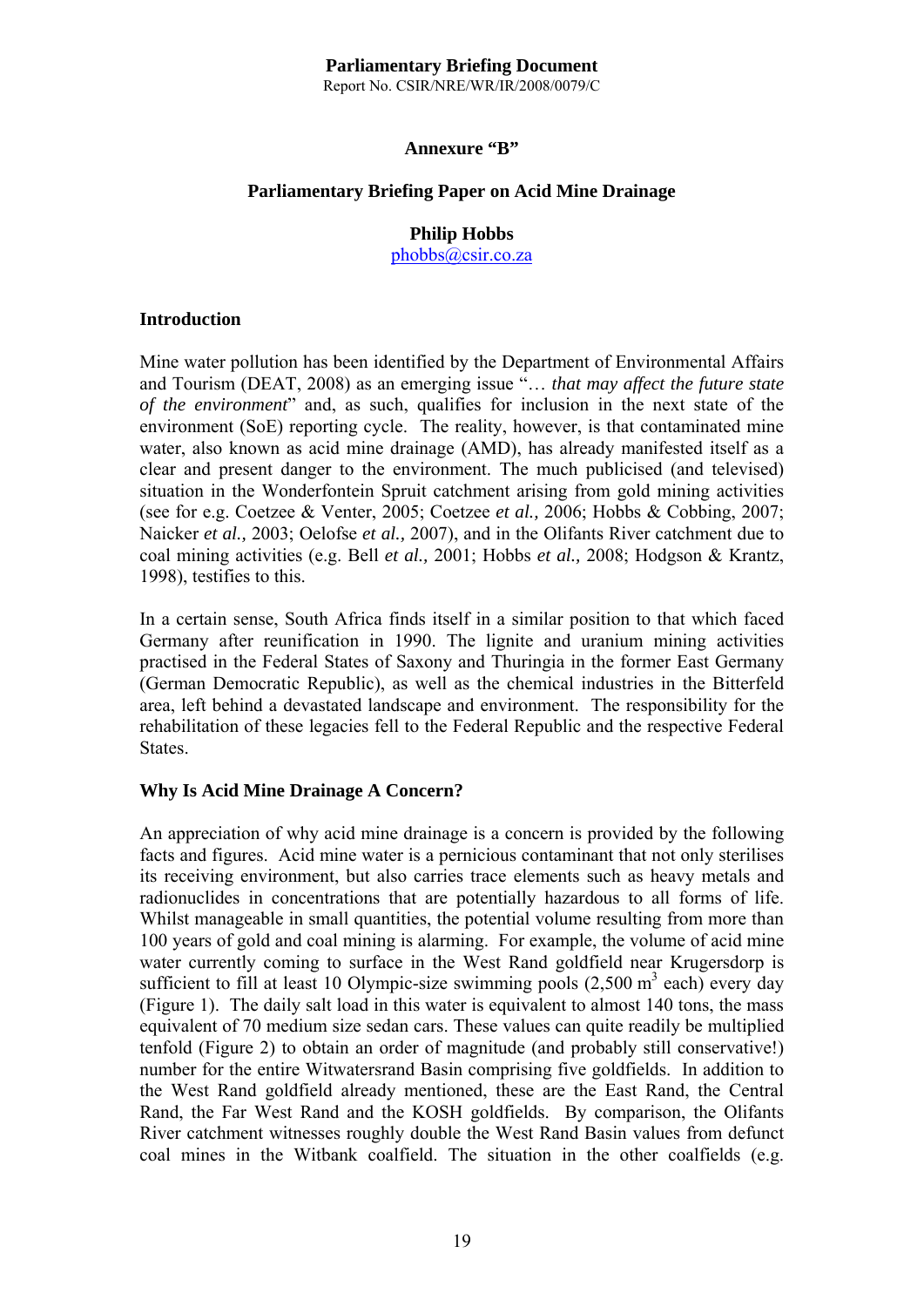**Parliamentary Briefing Document**
Report No. CSIR/NRE/WR/IR/2008/0079/C

**Annexure "B"**

**Parliamentary Briefing Paper on Acid Mine Drainage**

**Philip Hobbs**
phobbs@csir.co.za

### Introduction

Mine water pollution has been identified by the Department of Environmental Affairs and Tourism (DEAT, 2008) as an emerging issue "*… that may affect the future state of the environment*" and, as such, qualifies for inclusion in the next state of the environment (SoE) reporting cycle. The reality, however, is that contaminated mine water, also known as acid mine drainage (AMD), has already manifested itself as a clear and present danger to the environment. The much publicised (and televised) situation in the Wonderfontein Spruit catchment arising from gold mining activities (see for e.g. Coetzee & Venter, 2005; Coetzee *et al.,* 2006; Hobbs & Cobbing, 2007; Naicker *et al.,* 2003; Oelofse *et al.,* 2007), and in the Olifants River catchment due to coal mining activities (e.g. Bell *et al.,* 2001; Hobbs *et al.,* 2008; Hodgson & Krantz, 1998), testifies to this.

In a certain sense, South Africa finds itself in a similar position to that which faced Germany after reunification in 1990. The lignite and uranium mining activities practised in the Federal States of Saxony and Thuringia in the former East Germany (German Democratic Republic), as well as the chemical industries in the Bitterfeld area, left behind a devastated landscape and environment. The responsibility for the rehabilitation of these legacies fell to the Federal Republic and the respective Federal States.

### Why Is Acid Mine Drainage A Concern?

An appreciation of why acid mine drainage is a concern is provided by the following facts and figures. Acid mine water is a pernicious contaminant that not only sterilises its receiving environment, but also carries trace elements such as heavy metals and radionuclides in concentrations that are potentially hazardous to all forms of life. Whilst manageable in small quantities, the potential volume resulting from more than 100 years of gold and coal mining is alarming. For example, the volume of acid mine water currently coming to surface in the West Rand goldfield near Krugersdorp is sufficient to fill at least 10 Olympic-size swimming pools (2,500 $m^3$ each) every day (Figure 1). The daily salt load in this water is equivalent to almost 140 tons, the mass equivalent of 70 medium size sedan cars. These values can quite readily be multiplied tenfold (Figure 2) to obtain an order of magnitude (and probably still conservative!) number for the entire Witwatersrand Basin comprising five goldfields. In addition to the West Rand goldfield already mentioned, these are the East Rand, the Central Rand, the Far West Rand and the KOSH goldfields. By comparison, the Olifants River catchment witnesses roughly double the West Rand Basin values from defunct coal mines in the Witbank coalfield. The situation in the other coalfields (e.g.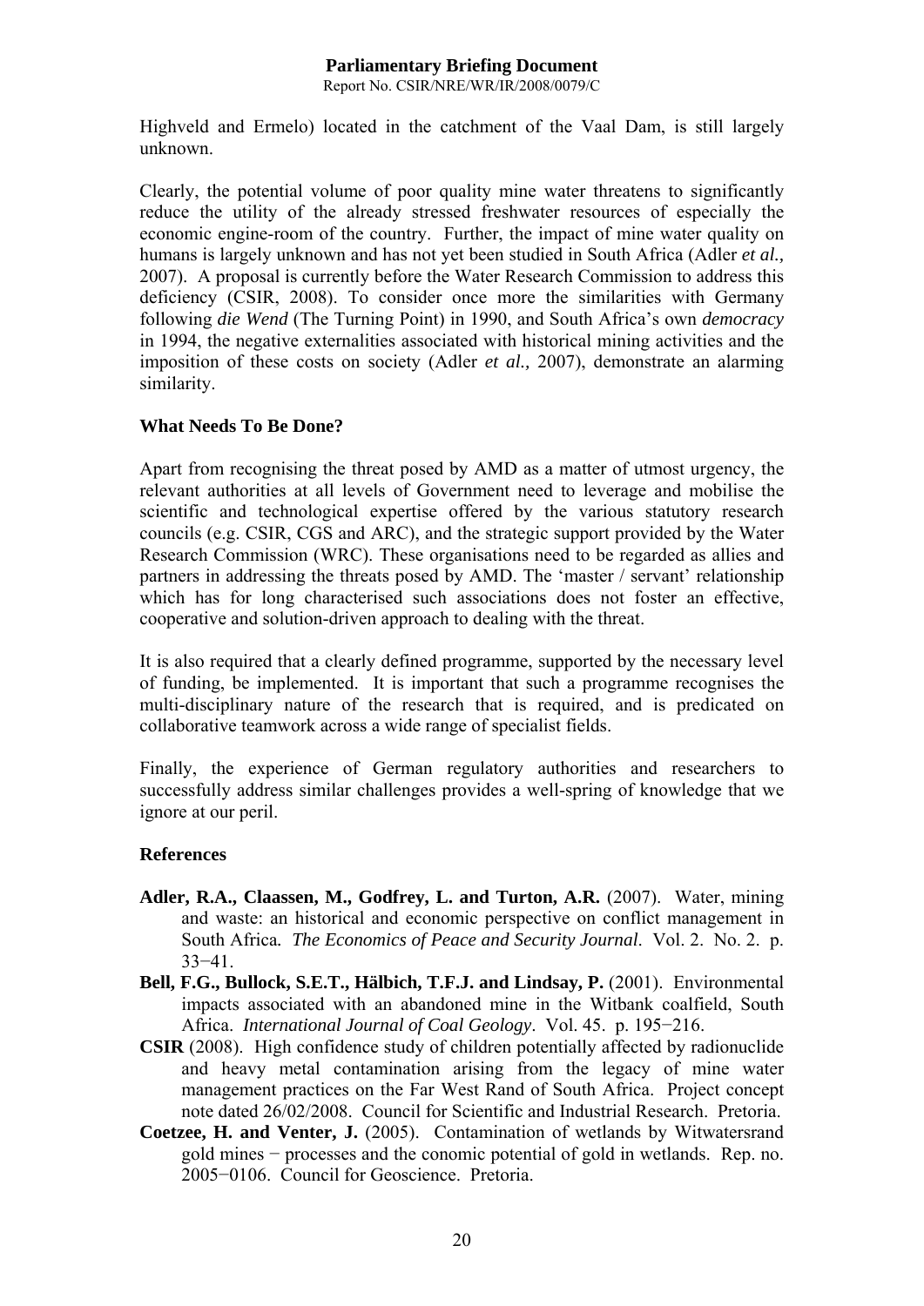Highveld and Ermelo) located in the catchment of the Vaal Dam, is still largely unknown.

Clearly, the potential volume of poor quality mine water threatens to significantly reduce the utility of the already stressed freshwater resources of especially the economic engine-room of the country. Further, the impact of mine water quality on humans is largely unknown and has not yet been studied in South Africa (Adler *et al.,* 2007). A proposal is currently before the Water Research Commission to address this deficiency (CSIR, 2008). To consider once more the similarities with Germany following *die Wend* (The Turning Point) in 1990, and South Africa's own *democracy* in 1994, the negative externalities associated with historical mining activities and the imposition of these costs on society (Adler *et al.,* 2007), demonstrate an alarming similarity.

**What Needs To Be Done?**

Apart from recognising the threat posed by AMD as a matter of utmost urgency, the relevant authorities at all levels of Government need to leverage and mobilise the scientific and technological expertise offered by the various statutory research councils (e.g. CSIR, CGS and ARC), and the strategic support provided by the Water Research Commission (WRC). These organisations need to be regarded as allies and partners in addressing the threats posed by AMD. The 'master / servant' relationship which has for long characterised such associations does not foster an effective, cooperative and solution-driven approach to dealing with the threat.

It is also required that a clearly defined programme, supported by the necessary level of funding, be implemented. It is important that such a programme recognises the multi-disciplinary nature of the research that is required, and is predicated on collaborative teamwork across a wide range of specialist fields.

Finally, the experience of German regulatory authorities and researchers to successfully address similar challenges provides a well-spring of knowledge that we ignore at our peril.

**References**

**Adler, R.A., Claassen, M., Godfrey, L. and Turton, A.R.** (2007). Water, mining and waste: an historical and economic perspective on conflict management in South Africa. *The Economics of Peace and Security Journal*. Vol. 2. No. 2. p. 33−41.

**Bell, F.G., Bullock, S.E.T., Hälbich, T.F.J. and Lindsay, P.** (2001). Environmental impacts associated with an abandoned mine in the Witbank coalfield, South Africa. *International Journal of Coal Geology*. Vol. 45. p. 195−216.

**CSIR** (2008). High confidence study of children potentially affected by radionuclide and heavy metal contamination arising from the legacy of mine water management practices on the Far West Rand of South Africa. Project concept note dated 26/02/2008. Council for Scientific and Industrial Research. Pretoria.

**Coetzee, H. and Venter, J.** (2005). Contamination of wetlands by Witwatersrand gold mines − processes and the conomic potential of gold in wetlands. Rep. no. 2005−0106. Council for Geoscience. Pretoria.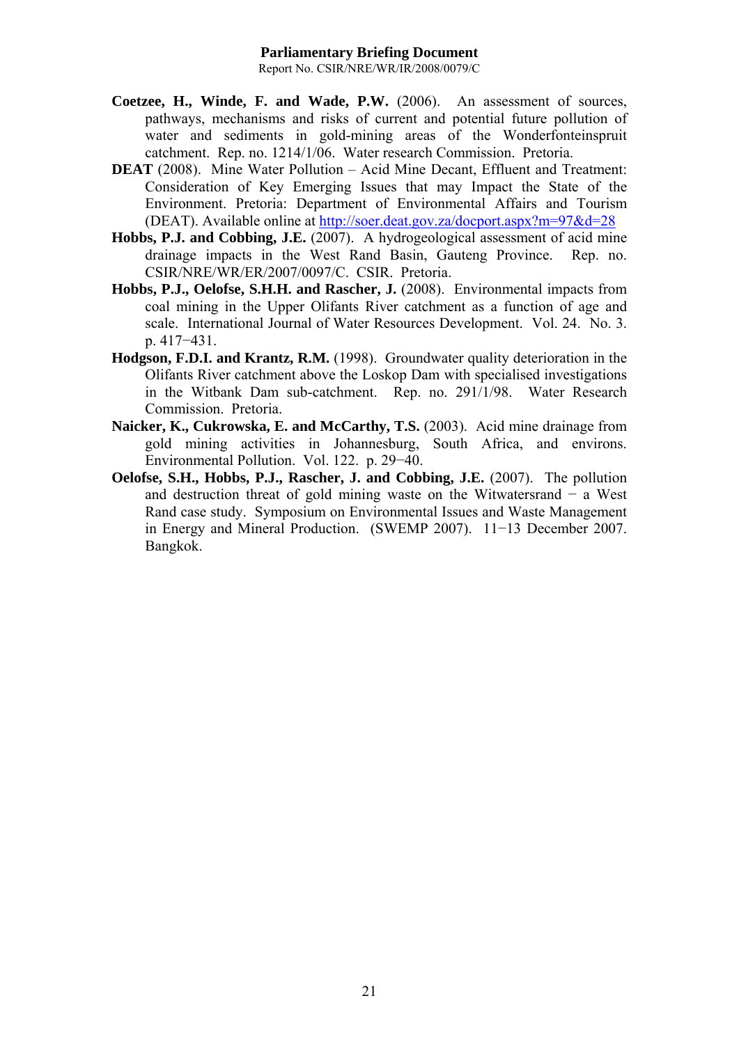**Coetzee, H., Winde, F. and Wade, P.W.** (2006). An assessment of sources, pathways, mechanisms and risks of current and potential future pollution of water and sediments in gold-mining areas of the Wonderfonteinspruit catchment. Rep. no. 1214/1/06. Water research Commission. Pretoria.

**DEAT** (2008). Mine Water Pollution – Acid Mine Decant, Effluent and Treatment: Consideration of Key Emerging Issues that may Impact the State of the Environment. Pretoria: Department of Environmental Affairs and Tourism (DEAT). Available online at [http://soer.deat.gov.za/docport.aspx?m=97&d=28](http://soer.deat.gov.za/docport.aspx?m=97&d=28)

**Hobbs, P.J. and Cobbing, J.E.** (2007). A hydrogeological assessment of acid mine drainage impacts in the West Rand Basin, Gauteng Province. Rep. no. CSIR/NRE/WR/ER/2007/0097/C. CSIR. Pretoria.

**Hobbs, P.J., Oelofse, S.H.H. and Rascher, J.** (2008). Environmental impacts from coal mining in the Upper Olifants River catchment as a function of age and scale. International Journal of Water Resources Development. Vol. 24. No. 3. p. 417−431.

**Hodgson, F.D.I. and Krantz, R.M.** (1998). Groundwater quality deterioration in the Olifants River catchment above the Loskop Dam with specialised investigations in the Witbank Dam sub-catchment. Rep. no. 291/1/98. Water Research Commission. Pretoria.

**Naicker, K., Cukrowska, E. and McCarthy, T.S.** (2003). Acid mine drainage from gold mining activities in Johannesburg, South Africa, and environs. Environmental Pollution. Vol. 122. p. 29−40.

**Oelofse, S.H., Hobbs, P.J., Rascher, J. and Cobbing, J.E.** (2007). The pollution and destruction threat of gold mining waste on the Witwatersrand − a West Rand case study. Symposium on Environmental Issues and Waste Management in Energy and Mineral Production. (SWEMP 2007). 11−13 December 2007. Bangkok.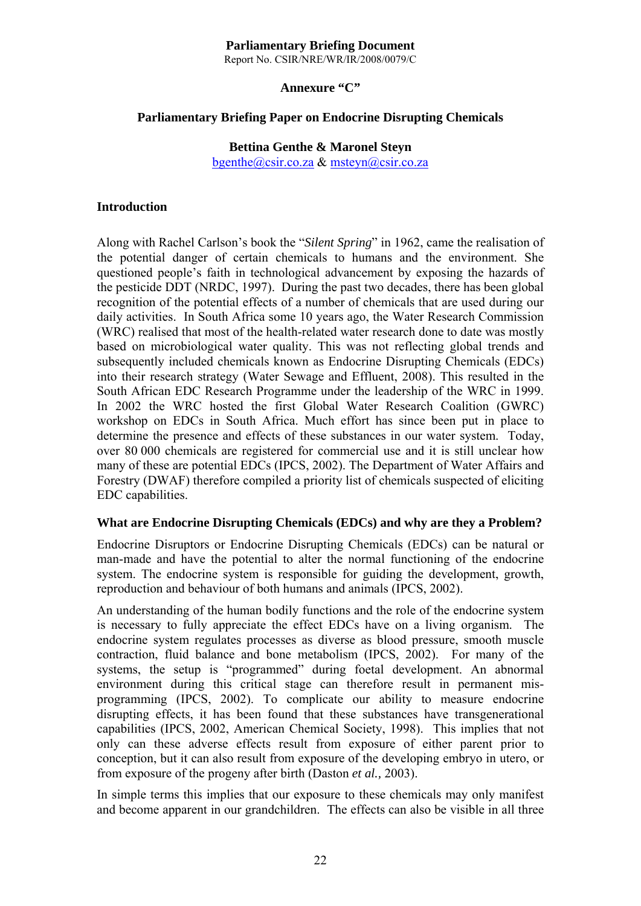**Parliamentary Briefing Document**
Report No. CSIR/NRE/WR/IR/2008/0079/C

**Annexure "C"**

**Parliamentary Briefing Paper on Endocrine Disrupting Chemicals**

**Bettina Genthe & Maronel Steyn**
bgenthe@csir.co.za & msteyn@csir.co.za

## Introduction

Along with Rachel Carlson's book the "*Silent Spring*" in 1962, came the realisation of the potential danger of certain chemicals to humans and the environment. She questioned people's faith in technological advancement by exposing the hazards of the pesticide DDT (NRDC, 1997). During the past two decades, there has been global recognition of the potential effects of a number of chemicals that are used during our daily activities. In South Africa some 10 years ago, the Water Research Commission (WRC) realised that most of the health-related water research done to date was mostly based on microbiological water quality. This was not reflecting global trends and subsequently included chemicals known as Endocrine Disrupting Chemicals (EDCs) into their research strategy (Water Sewage and Effluent, 2008). This resulted in the South African EDC Research Programme under the leadership of the WRC in 1999. In 2002 the WRC hosted the first Global Water Research Coalition (GWRC) workshop on EDCs in South Africa. Much effort has since been put in place to determine the presence and effects of these substances in our water system. Today, over 80 000 chemicals are registered for commercial use and it is still unclear how many of these are potential EDCs (IPCS, 2002). The Department of Water Affairs and Forestry (DWAF) therefore compiled a priority list of chemicals suspected of eliciting EDC capabilities.

## What are Endocrine Disrupting Chemicals (EDCs) and why are they a Problem?

Endocrine Disruptors or Endocrine Disrupting Chemicals (EDCs) can be natural or man-made and have the potential to alter the normal functioning of the endocrine system. The endocrine system is responsible for guiding the development, growth, reproduction and behaviour of both humans and animals (IPCS, 2002).

An understanding of the human bodily functions and the role of the endocrine system is necessary to fully appreciate the effect EDCs have on a living organism. The endocrine system regulates processes as diverse as blood pressure, smooth muscle contraction, fluid balance and bone metabolism (IPCS, 2002). For many of the systems, the setup is "programmed" during foetal development. An abnormal environment during this critical stage can therefore result in permanent mis-programming (IPCS, 2002). To complicate our ability to measure endocrine disrupting effects, it has been found that these substances have transgenerational capabilities (IPCS, 2002, American Chemical Society, 1998). This implies that not only can these adverse effects result from exposure of either parent prior to conception, but it can also result from exposure of the developing embryo in utero, or from exposure of the progeny after birth (Daston *et al.,* 2003).

In simple terms this implies that our exposure to these chemicals may only manifest and become apparent in our grandchildren. The effects can also be visible in all three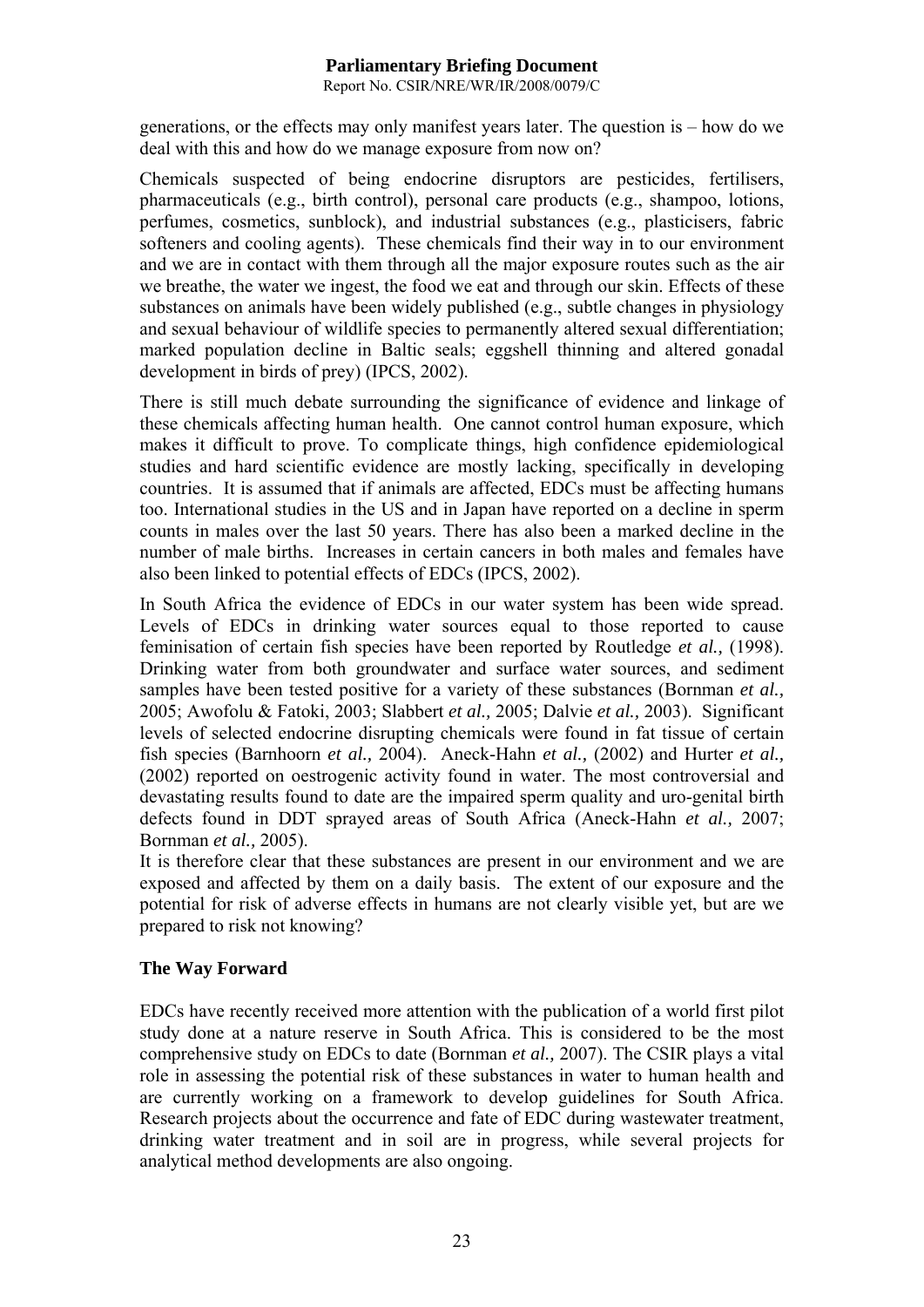generations, or the effects may only manifest years later. The question is – how do we deal with this and how do we manage exposure from now on?

Chemicals suspected of being endocrine disruptors are pesticides, fertilisers, pharmaceuticals (e.g., birth control), personal care products (e.g., shampoo, lotions, perfumes, cosmetics, sunblock), and industrial substances (e.g., plasticisers, fabric softeners and cooling agents). These chemicals find their way in to our environment and we are in contact with them through all the major exposure routes such as the air we breathe, the water we ingest, the food we eat and through our skin. Effects of these substances on animals have been widely published (e.g., subtle changes in physiology and sexual behaviour of wildlife species to permanently altered sexual differentiation; marked population decline in Baltic seals; eggshell thinning and altered gonadal development in birds of prey) (IPCS, 2002).

There is still much debate surrounding the significance of evidence and linkage of these chemicals affecting human health. One cannot control human exposure, which makes it difficult to prove. To complicate things, high confidence epidemiological studies and hard scientific evidence are mostly lacking, specifically in developing countries. It is assumed that if animals are affected, EDCs must be affecting humans too. International studies in the US and in Japan have reported on a decline in sperm counts in males over the last 50 years. There has also been a marked decline in the number of male births. Increases in certain cancers in both males and females have also been linked to potential effects of EDCs (IPCS, 2002).

In South Africa the evidence of EDCs in our water system has been wide spread. Levels of EDCs in drinking water sources equal to those reported to cause feminisation of certain fish species have been reported by Routledge *et al.,* (1998). Drinking water from both groundwater and surface water sources, and sediment samples have been tested positive for a variety of these substances (Bornman *et al.,* 2005; Awofolu & Fatoki, 2003; Slabbert *et al.,* 2005; Dalvie *et al.,* 2003). Significant levels of selected endocrine disrupting chemicals were found in fat tissue of certain fish species (Barnhoorn *et al.,* 2004). Aneck-Hahn *et al.,* (2002) and Hurter *et al.,* (2002) reported on oestrogenic activity found in water. The most controversial and devastating results found to date are the impaired sperm quality and uro-genital birth defects found in DDT sprayed areas of South Africa (Aneck-Hahn *et al.,* 2007; Bornman *et al.,* 2005).

It is therefore clear that these substances are present in our environment and we are exposed and affected by them on a daily basis. The extent of our exposure and the potential for risk of adverse effects in humans are not clearly visible yet, but are we prepared to risk not knowing?

## The Way Forward

EDCs have recently received more attention with the publication of a world first pilot study done at a nature reserve in South Africa. This is considered to be the most comprehensive study on EDCs to date (Bornman *et al.,* 2007). The CSIR plays a vital role in assessing the potential risk of these substances in water to human health and are currently working on a framework to develop guidelines for South Africa. Research projects about the occurrence and fate of EDC during wastewater treatment, drinking water treatment and in soil are in progress, while several projects for analytical method developments are also ongoing.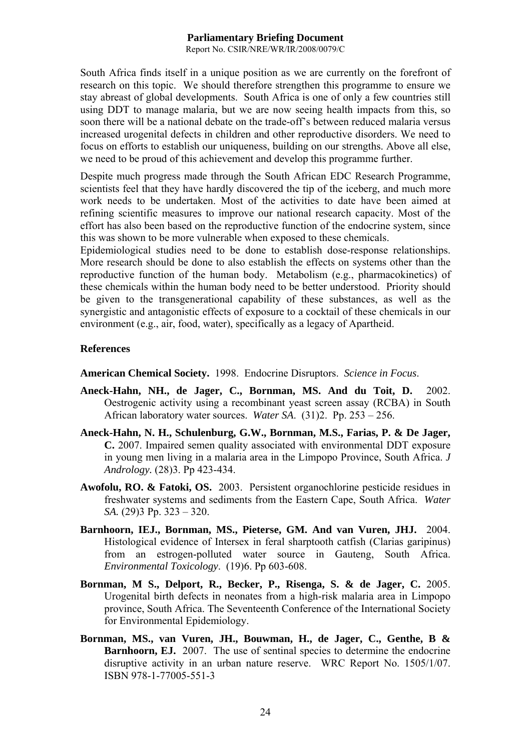South Africa finds itself in a unique position as we are currently on the forefront of research on this topic. We should therefore strengthen this programme to ensure we stay abreast of global developments. South Africa is one of only a few countries still using DDT to manage malaria, but we are now seeing health impacts from this, so soon there will be a national debate on the trade-off's between reduced malaria versus increased urogenital defects in children and other reproductive disorders. We need to focus on efforts to establish our uniqueness, building on our strengths. Above all else, we need to be proud of this achievement and develop this programme further.

Despite much progress made through the South African EDC Research Programme, scientists feel that they have hardly discovered the tip of the iceberg, and much more work needs to be undertaken. Most of the activities to date have been aimed at refining scientific measures to improve our national research capacity. Most of the effort has also been based on the reproductive function of the endocrine system, since this was shown to be more vulnerable when exposed to these chemicals.

Epidemiological studies need to be done to establish dose-response relationships. More research should be done to also establish the effects on systems other than the reproductive function of the human body. Metabolism (e.g., pharmacokinetics) of these chemicals within the human body need to be better understood. Priority should be given to the transgenerational capability of these substances, as well as the synergistic and antagonistic effects of exposure to a cocktail of these chemicals in our environment (e.g., air, food, water), specifically as a legacy of Apartheid.

## References

**American Chemical Society.** 1998. Endocrine Disruptors. *Science in Focus*.

**Aneck-Hahn, NH., de Jager, C., Bornman, MS. And du Toit, D.** 2002. Oestrogenic activity using a recombinant yeast screen assay (RCBA) in South African laboratory water sources. *Water SA*. (31)2. Pp. 253 – 256.

**Aneck-Hahn, N. H., Schulenburg, G.W., Bornman, M.S., Farias, P. & De Jager, C.** 2007. Impaired semen quality associated with environmental DDT exposure in young men living in a malaria area in the Limpopo Province, South Africa. *J Andrology.* (28)3. Pp 423-434.

**Awofolu, RO. & Fatoki, OS.** 2003. Persistent organochlorine pesticide residues in freshwater systems and sediments from the Eastern Cape, South Africa. *Water SA.* (29)3 Pp. 323 – 320.

**Barnhoorn, IEJ., Bornman, MS., Pieterse, GM. And van Vuren, JHJ.** 2004. Histological evidence of Intersex in feral sharptooth catfish (Clarias garipinus) from an estrogen-polluted water source in Gauteng, South Africa. *Environmental Toxicology*. (19)6. Pp 603-608.

**Bornman, M S., Delport, R., Becker, P., Risenga, S. & de Jager, C.** 2005. Urogenital birth defects in neonates from a high-risk malaria area in Limpopo province, South Africa. The Seventeenth Conference of the International Society for Environmental Epidemiology.

**Bornman, MS., van Vuren, JH., Bouwman, H., de Jager, C., Genthe, B & Barnhoorn, EJ.** 2007. The use of sentinal species to determine the endocrine disruptive activity in an urban nature reserve. WRC Report No. 1505/1/07. ISBN 978-1-77005-551-3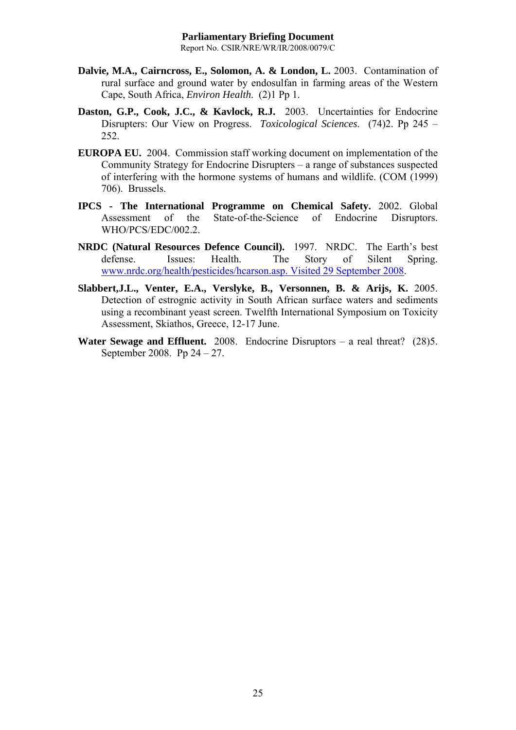**Dalvie, M.A., Cairncross, E., Solomon, A. & London, L.** 2003. Contamination of rural surface and ground water by endosulfan in farming areas of the Western Cape, South Africa, *Environ Health*. (2)1 Pp 1.

**Daston, G.P., Cook, J.C., & Kavlock, R.J.** 2003. Uncertainties for Endocrine Disrupters: Our View on Progress. *Toxicological Sciences*. (74)2. Pp 245 – 252.

**EUROPA EU.** 2004. Commission staff working document on implementation of the Community Strategy for Endocrine Disrupters – a range of substances suspected of interfering with the hormone systems of humans and wildlife. (COM (1999) 706). Brussels.

**IPCS - The International Programme on Chemical Safety.** 2002. Global Assessment of the State-of-the-Science of Endocrine Disruptors. WHO/PCS/EDC/002.2.

**NRDC (Natural Resources Defence Council).** 1997. NRDC. The Earth's best defense. Issues: Health. The Story of Silent Spring. www.nrdc.org/health/pesticides/hcarson.asp. Visited 29 September 2008.

**Slabbert,J.L., Venter, E.A., Verslyke, B., Versonnen, B. & Arijs, K.** 2005. Detection of estrognic activity in South African surface waters and sediments using a recombinant yeast screen. Twelfth International Symposium on Toxicity Assessment, Skiathos, Greece, 12-17 June.

**Water Sewage and Effluent.** 2008. Endocrine Disruptors – a real threat? (28)5. September 2008. Pp 24 – 27.